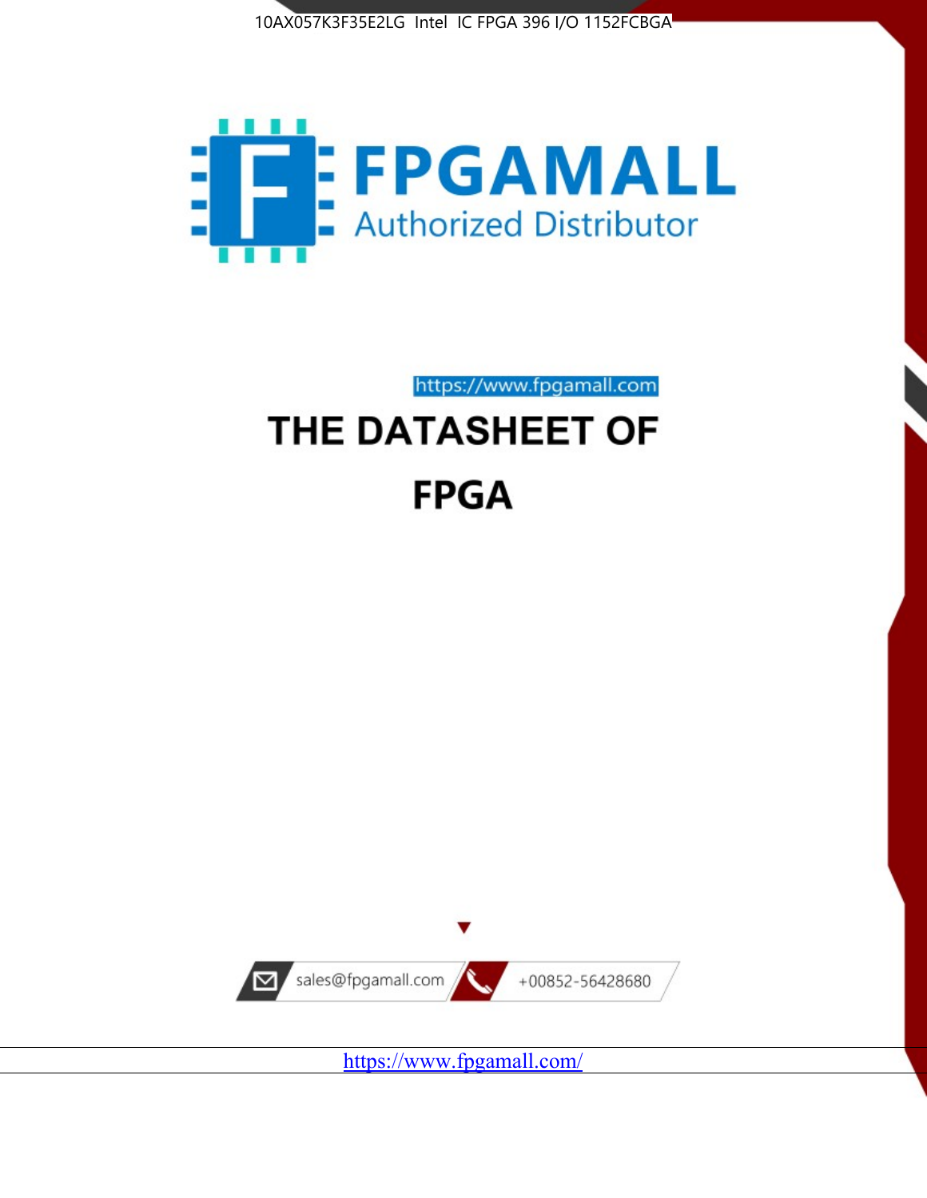10AX057K3F35E2LG Intel IC FPGA 396 I/O 1152FCBGA

FPGAMALL

Authorized Distributor

https://www.fpgamall.com

# THE DATASHEET OF

# FPGA

sales@fpgamall.com

+00852-56428680

https://www.fpgamall.com/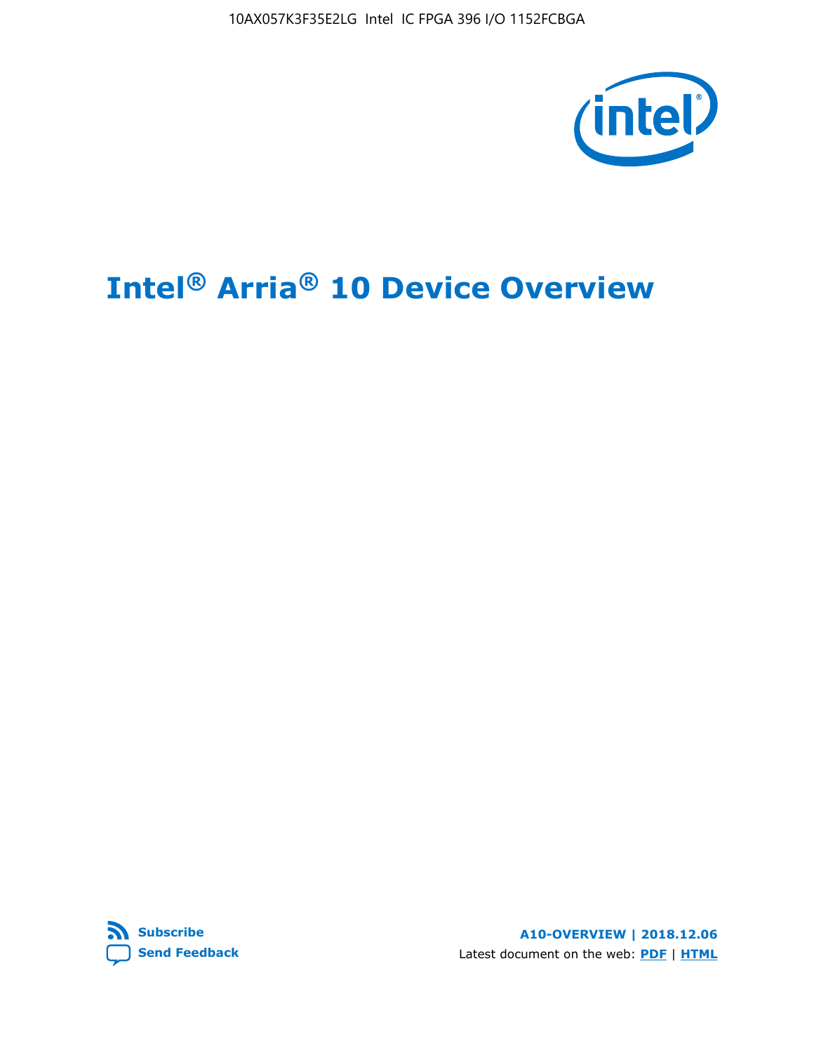# Intel® Arria® 10 Device Overview

A10-OVERVIEW | 2018.12.06

Subscribe

Send Feedback

Latest document on the web: PDF | HTML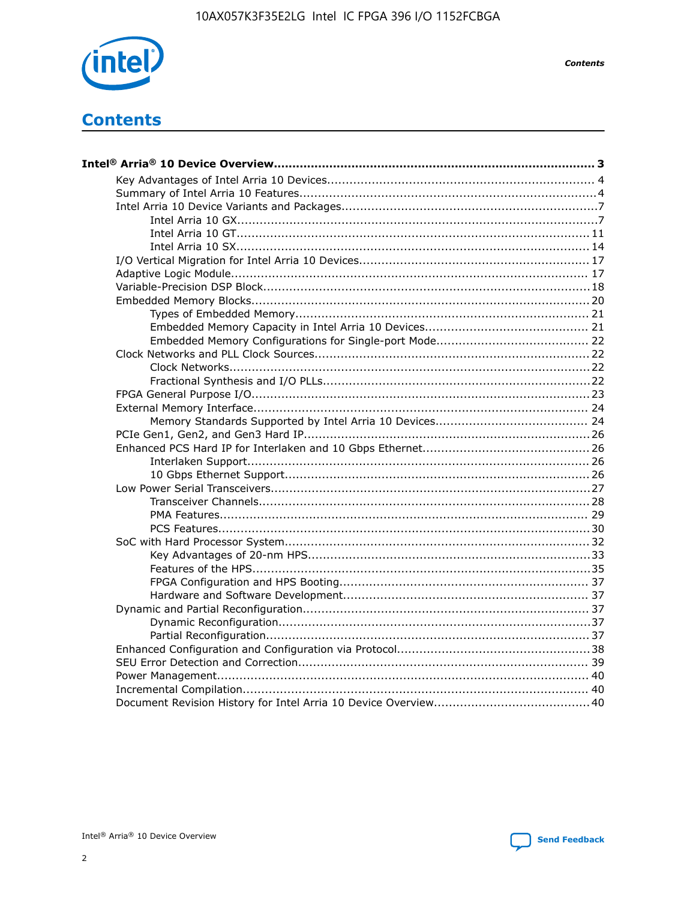# Contents

**Intel® Arria® 10 Device Overview....................................................................................... 3**

- Key Advantages of Intel Arria 10 Devices........................................................................ 4
- Summary of Intel Arria 10 Features................................................................................4
- Intel Arria 10 Device Variants and Packages.....................................................................7
    - Intel Arria 10 GX.................................................................................................7
    - Intel Arria 10 GT............................................................................................... 11
    - Intel Arria 10 SX............................................................................................... 14
- I/O Vertical Migration for Intel Arria 10 Devices.............................................................. 17
- Adaptive Logic Module................................................................................................ 17
- Variable-Precision DSP Block........................................................................................18
- Embedded Memory Blocks........................................................................................... 20
    - Types of Embedded Memory............................................................................... 21
    - Embedded Memory Capacity in Intel Arria 10 Devices............................................ 21
    - Embedded Memory Configurations for Single-port Mode......................................... 22
- Clock Networks and PLL Clock Sources.......................................................................... 22
    - Clock Networks................................................................................................. 22
    - Fractional Synthesis and I/O PLLs........................................................................22
- FPGA General Purpose I/O.......................................................................................... 23
- External Memory Interface.......................................................................................... 24
    - Memory Standards Supported by Intel Arria 10 Devices......................................... 24
- PCIe Gen1, Gen2, and Gen3 Hard IP............................................................................. 26
- Enhanced PCS Hard IP for Interlaken and 10 Gbps Ethernet............................................. 26
    - Interlaken Support............................................................................................ 26
    - 10 Gbps Ethernet Support.................................................................................. 26
- Low Power Serial Transceivers..................................................................................... 27
    - Transceiver Channels......................................................................................... 28
    - PMA Features................................................................................................... 29
    - PCS Features................................................................................................... 30
- SoC with Hard Processor System.................................................................................. 32
    - Key Advantages of 20-nm HPS............................................................................33
    - Features of the HPS...........................................................................................35
    - FPGA Configuration and HPS Booting................................................................... 37
    - Hardware and Software Development.................................................................. 37
- Dynamic and Partial Reconfiguration............................................................................. 37
    - Dynamic Reconfiguration....................................................................................37
    - Partial Reconfiguration....................................................................................... 37
- Enhanced Configuration and Configuration via Protocol....................................................38
- SEU Error Detection and Correction.............................................................................. 39
- Power Management.................................................................................................... 40
- Incremental Compilation............................................................................................. 40
- Document Revision History for Intel Arria 10 Device Overview.......................................... 40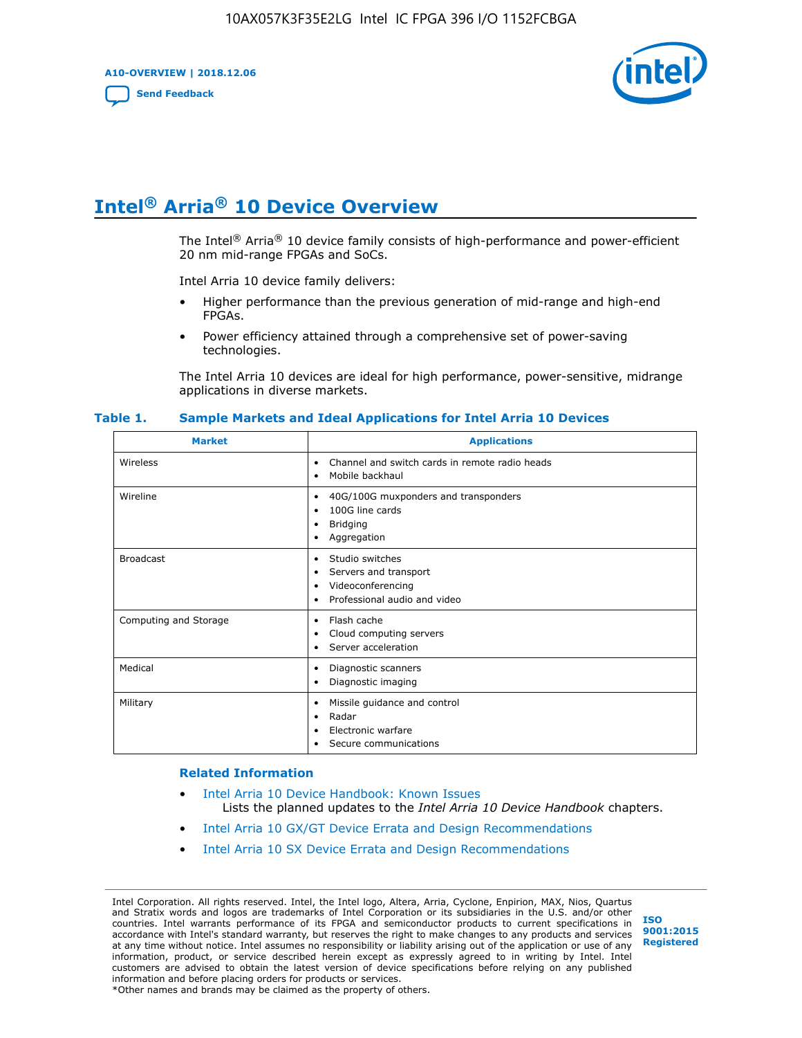# Intel® Arria® 10 Device Overview

The Intel® Arria® 10 device family consists of high-performance and power-efficient 20 nm mid-range FPGAs and SoCs.

Intel Arria 10 device family delivers:

- Higher performance than the previous generation of mid-range and high-end FPGAs.
- Power efficiency attained through a comprehensive set of power-saving technologies.

The Intel Arria 10 devices are ideal for high performance, power-sensitive, midrange applications in diverse markets.

**Table 1. Sample Markets and Ideal Applications for Intel Arria 10 Devices**

| Market | Applications |
|---|---|
| Wireless | • Channel and switch cards in remote radio heads<br>• Mobile backhaul |
| Wireline | • 40G/100G muxponders and transponders<br>• 100G line cards<br>• Bridging<br>• Aggregation |
| Broadcast | • Studio switches<br>• Servers and transport<br>• Videoconferencing<br>• Professional audio and video |
| Computing and Storage | • Flash cache<br>• Cloud computing servers<br>• Server acceleration |
| Medical | • Diagnostic scanners<br>• Diagnostic imaging |
| Military | • Missile guidance and control<br>• Radar<br>• Electronic warfare<br>• Secure communications |

### Related Information

- Intel Arria 10 Device Handbook: Known Issues
  Lists the planned updates to the *Intel Arria 10 Device Handbook* chapters.
- Intel Arria 10 GX/GT Device Errata and Design Recommendations
- Intel Arria 10 SX Device Errata and Design Recommendations

Intel Corporation. All rights reserved. Intel, the Intel logo, Altera, Arria, Cyclone, Enpirion, MAX, Nios, Quartus and Stratix words and logos are trademarks of Intel Corporation or its subsidiaries in the U.S. and/or other countries. Intel warrants performance of its FPGA and semiconductor products to current specifications in accordance with Intel's standard warranty, but reserves the right to make changes to any products and services at any time without notice. Intel assumes no responsibility or liability arising out of the application or use of any information, product, or service described herein except as expressly agreed to in writing by Intel. Intel customers are advised to obtain the latest version of device specifications before relying on any published information and before placing orders for products or services.
*Other names and brands may be claimed as the property of others.

ISO 9001:2015 Registered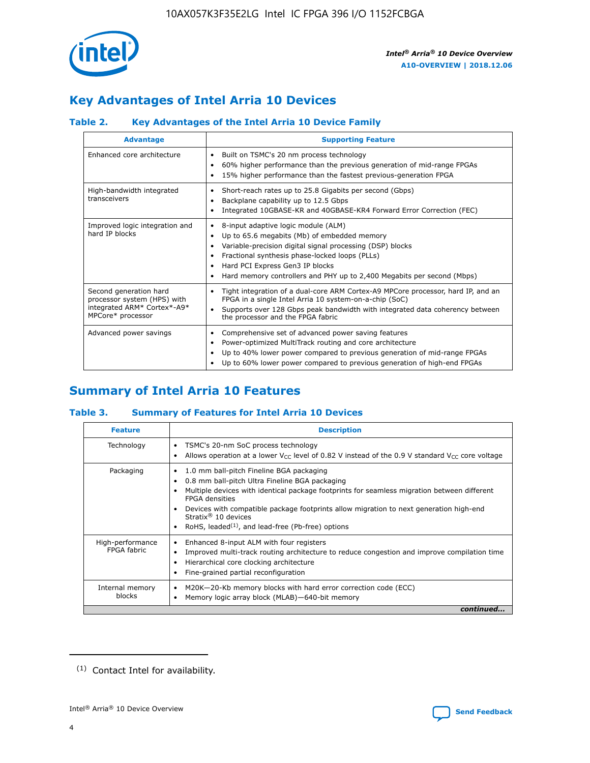## Key Advantages of Intel Arria 10 Devices

### Table 2. Key Advantages of the Intel Arria 10 Device Family

| Advantage | Supporting Feature |
|---|---|
| Enhanced core architecture | • Built on TSMC's 20 nm process technology<br>• 60% higher performance than the previous generation of mid-range FPGAs<br>• 15% higher performance than the fastest previous-generation FPGA |
| High-bandwidth integrated transceivers | • Short-reach rates up to 25.8 Gigabits per second (Gbps)<br>• Backplane capability up to 12.5 Gbps<br>• Integrated 10GBASE-KR and 40GBASE-KR4 Forward Error Correction (FEC) |
| Improved logic integration and hard IP blocks | • 8-input adaptive logic module (ALM)<br>• Up to 65.6 megabits (Mb) of embedded memory<br>• Variable-precision digital signal processing (DSP) blocks<br>• Fractional synthesis phase-locked loops (PLLs)<br>• Hard PCI Express Gen3 IP blocks<br>• Hard memory controllers and PHY up to 2,400 Megabits per second (Mbps) |
| Second generation hard processor system (HPS) with integrated ARM* Cortex*-A9* MPCore* processor | • Tight integration of a dual-core ARM Cortex-A9 MPCore processor, hard IP, and an FPGA in a single Intel Arria 10 system-on-a-chip (SoC)<br>• Supports over 128 Gbps peak bandwidth with integrated data coherency between the processor and the FPGA fabric |
| Advanced power savings | • Comprehensive set of advanced power saving features<br>• Power-optimized MultiTrack routing and core architecture<br>• Up to 40% lower power compared to previous generation of mid-range FPGAs<br>• Up to 60% lower power compared to previous generation of high-end FPGAs |

## Summary of Intel Arria 10 Features

### Table 3. Summary of Features for Intel Arria 10 Devices

| Feature | Description |
|---|---|
| Technology | • TSMC's 20-nm SoC process technology<br>• Allows operation at a lower $V_{CC}$ level of 0.82 V instead of the 0.9 V standard $V_{CC}$ core voltage |
| Packaging | • 1.0 mm ball-pitch Fineline BGA packaging<br>• 0.8 mm ball-pitch Ultra Fineline BGA packaging<br>• Multiple devices with identical package footprints for seamless migration between different FPGA densities<br>• Devices with compatible package footprints allow migration to next generation high-end Stratix® 10 devices<br>• RoHS, leaded[(1)], and lead-free (Pb-free) options |
| High-performance FPGA fabric | • Enhanced 8-input ALM with four registers<br>• Improved multi-track routing architecture to reduce congestion and improve compilation time<br>• Hierarchical core clocking architecture<br>• Fine-grained partial reconfiguration |
| Internal memory blocks | • M20K—20-Kb memory blocks with hard error correction code (ECC)<br>• Memory logic array block (MLAB)—640-bit memory |

*continued...*

(1) Contact Intel for availability.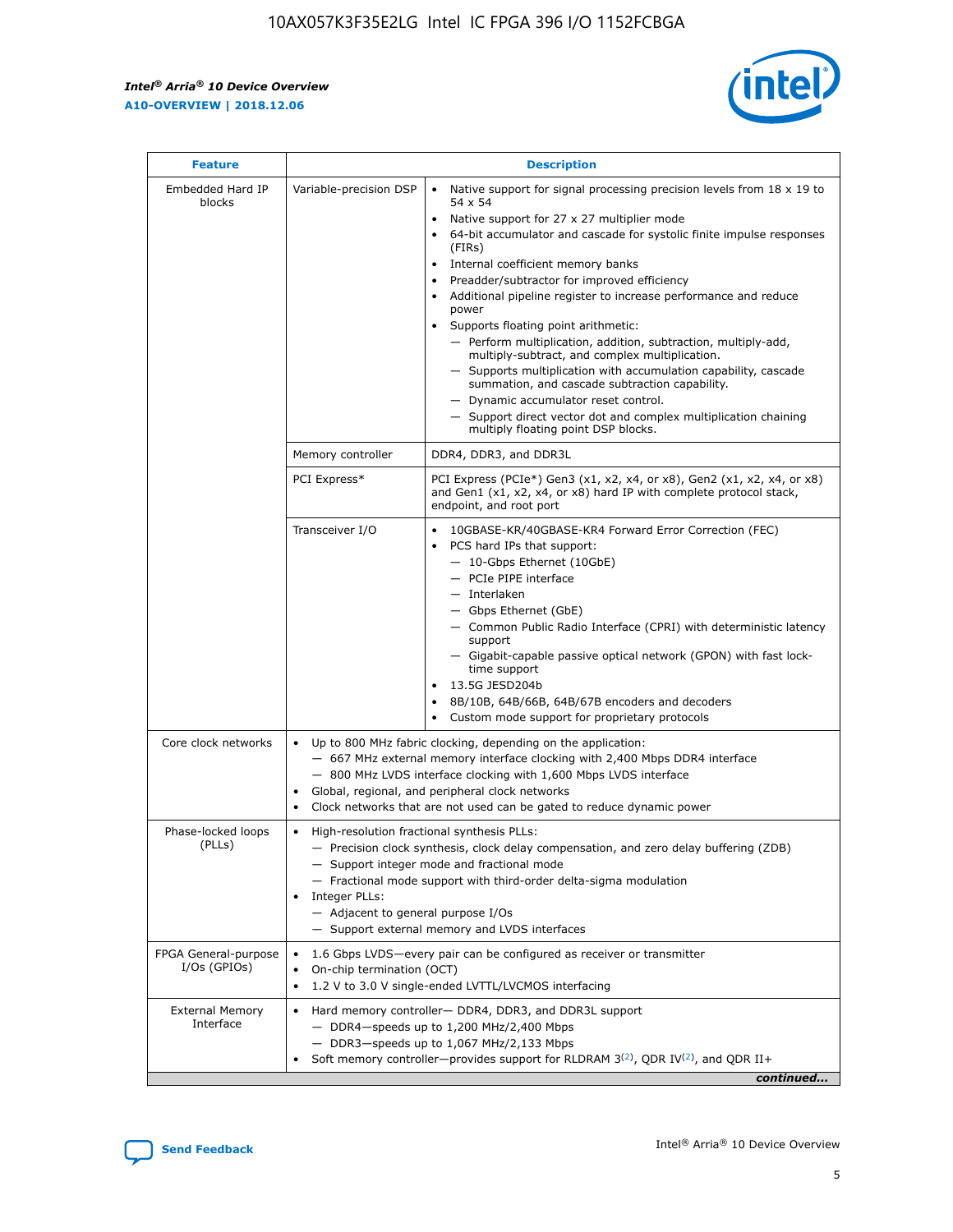| Feature | Description | |
|---|---|---|
| Embedded Hard IP blocks | Variable-precision DSP | • Native support for signal processing precision levels from 18 x 19 to 54 x 54<br>• Native support for 27 x 27 multiplier mode<br>• 64-bit accumulator and cascade for systolic finite impulse responses (FIRs)<br>• Internal coefficient memory banks<br>• Preadder/subtractor for improved efficiency<br>• Additional pipeline register to increase performance and reduce power<br>• Supports floating point arithmetic:<br>— Perform multiplication, addition, subtraction, multiply-add, multiply-subtract, and complex multiplication.<br>— Supports multiplication with accumulation capability, cascade summation, and cascade subtraction capability.<br>— Dynamic accumulator reset control.<br>— Support direct vector dot and complex multiplication chaining multiply floating point DSP blocks. |
| | Memory controller | DDR4, DDR3, and DDR3L |
| | PCI Express* | PCI Express (PCIe*) Gen3 (x1, x2, x4, or x8), Gen2 (x1, x2, x4, or x8) and Gen1 (x1, x2, x4, or x8) hard IP with complete protocol stack, endpoint, and root port |
| | Transceiver I/O | • 10GBASE-KR/40GBASE-KR4 Forward Error Correction (FEC)<br>• PCS hard IPs that support:<br>— 10-Gbps Ethernet (10GbE)<br>— PCIe PIPE interface<br>— Interlaken<br>— Gbps Ethernet (GbE)<br>— Common Public Radio Interface (CPRI) with deterministic latency support<br>— Gigabit-capable passive optical network (GPON) with fast lock-time support<br>• 13.5G JESD204b<br>• 8B/10B, 64B/66B, 64B/67B encoders and decoders<br>• Custom mode support for proprietary protocols |
| Core clock networks | • Up to 800 MHz fabric clocking, depending on the application:<br>— 667 MHz external memory interface clocking with 2,400 Mbps DDR4 interface<br>— 800 MHz LVDS interface clocking with 1,600 Mbps LVDS interface<br>• Global, regional, and peripheral clock networks<br>• Clock networks that are not used can be gated to reduce dynamic power | |
| Phase-locked loops (PLLs) | • High-resolution fractional synthesis PLLs:<br>— Precision clock synthesis, clock delay compensation, and zero delay buffering (ZDB)<br>— Support integer mode and fractional mode<br>— Fractional mode support with third-order delta-sigma modulation<br>• Integer PLLs:<br>— Adjacent to general purpose I/Os<br>— Support external memory and LVDS interfaces | |
| FPGA General-purpose I/Os (GPIOs) | • 1.6 Gbps LVDS—every pair can be configured as receiver or transmitter<br>• On-chip termination (OCT)<br>• 1.2 V to 3.0 V single-ended LVTTL/LVCMOS interfacing | |
| External Memory Interface | • Hard memory controller— DDR4, DDR3, and DDR3L support<br>— DDR4—speeds up to 1,200 MHz/2,400 Mbps<br>— DDR3—speeds up to 1,067 MHz/2,133 Mbps<br>• Soft memory controller—provides support for RLDRAM 3[(2)], QDR IV[(2)], and QDR II+ | |

*continued...*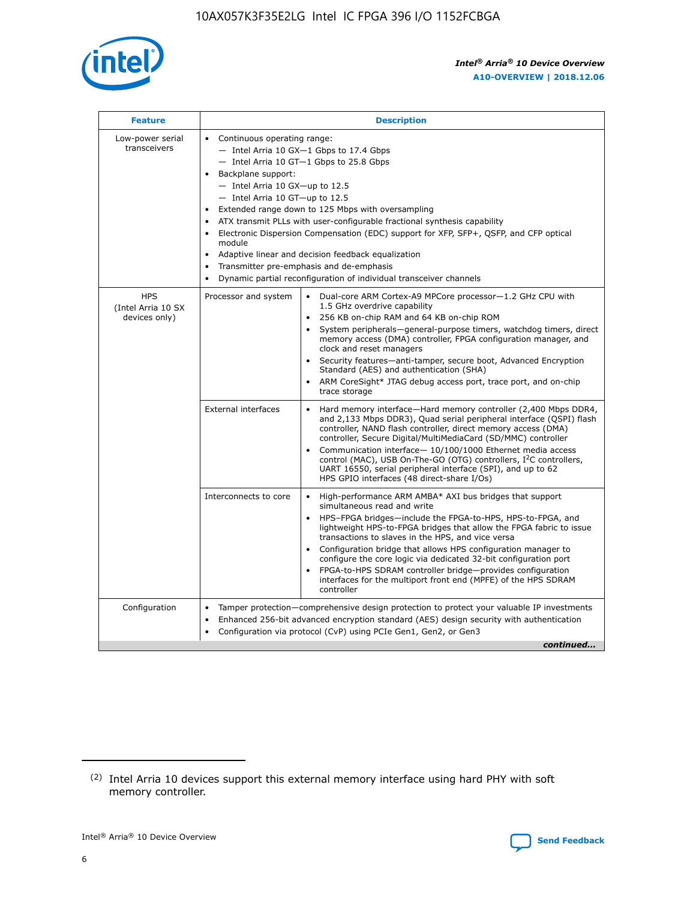| Feature | Description | |
|---|---|---|
| Low-power serial transceivers | • Continuous operating range:<br>— Intel Arria 10 GX—1 Gbps to 17.4 Gbps<br>— Intel Arria 10 GT—1 Gbps to 25.8 Gbps<br>• Backplane support:<br>— Intel Arria 10 GX—up to 12.5<br>— Intel Arria 10 GT—up to 12.5<br>• Extended range down to 125 Mbps with oversampling<br>• ATX transmit PLLs with user-configurable fractional synthesis capability<br>• Electronic Dispersion Compensation (EDC) support for XFP, SFP+, QSFP, and CFP optical module<br>• Adaptive linear and decision feedback equalization<br>• Transmitter pre-emphasis and de-emphasis<br>• Dynamic partial reconfiguration of individual transceiver channels | |
| HPS (Intel Arria 10 SX devices only) | Processor and system | • Dual-core ARM Cortex-A9 MPCore processor—1.2 GHz CPU with 1.5 GHz overdrive capability<br>• 256 KB on-chip RAM and 64 KB on-chip ROM<br>• System peripherals—general-purpose timers, watchdog timers, direct memory access (DMA) controller, FPGA configuration manager, and clock and reset managers<br>• Security features—anti-tamper, secure boot, Advanced Encryption Standard (AES) and authentication (SHA)<br>• ARM CoreSight* JTAG debug access port, trace port, and on-chip trace storage |
| | External interfaces | • Hard memory interface—Hard memory controller (2,400 Mbps DDR4, and 2,133 Mbps DDR3), Quad serial peripheral interface (QSPI) flash controller, NAND flash controller, direct memory access (DMA) controller, Secure Digital/MultiMediaCard (SD/MMC) controller<br>• Communication interface— 10/100/1000 Ethernet media access control (MAC), USB On-The-GO (OTG) controllers, I²C controllers, UART 16550, serial peripheral interface (SPI), and up to 62 HPS GPIO interfaces (48 direct-share I/Os) |
| | Interconnects to core | • High-performance ARM AMBA* AXI bus bridges that support simultaneous read and write<br>• HPS–FPGA bridges—include the FPGA-to-HPS, HPS-to-FPGA, and lightweight HPS-to-FPGA bridges that allow the FPGA fabric to issue transactions to slaves in the HPS, and vice versa<br>• Configuration bridge that allows HPS configuration manager to configure the core logic via dedicated 32-bit configuration port<br>• FPGA-to-HPS SDRAM controller bridge—provides configuration interfaces for the multiport front end (MPFE) of the HPS SDRAM controller |
| Configuration | • Tamper protection—comprehensive design protection to protect your valuable IP investments<br>• Enhanced 256-bit advanced encryption standard (AES) design security with authentication<br>• Configuration via protocol (CvP) using PCIe Gen1, Gen2, or Gen3 | |

*continued...*

(2) Intel Arria 10 devices support this external memory interface using hard PHY with soft memory controller.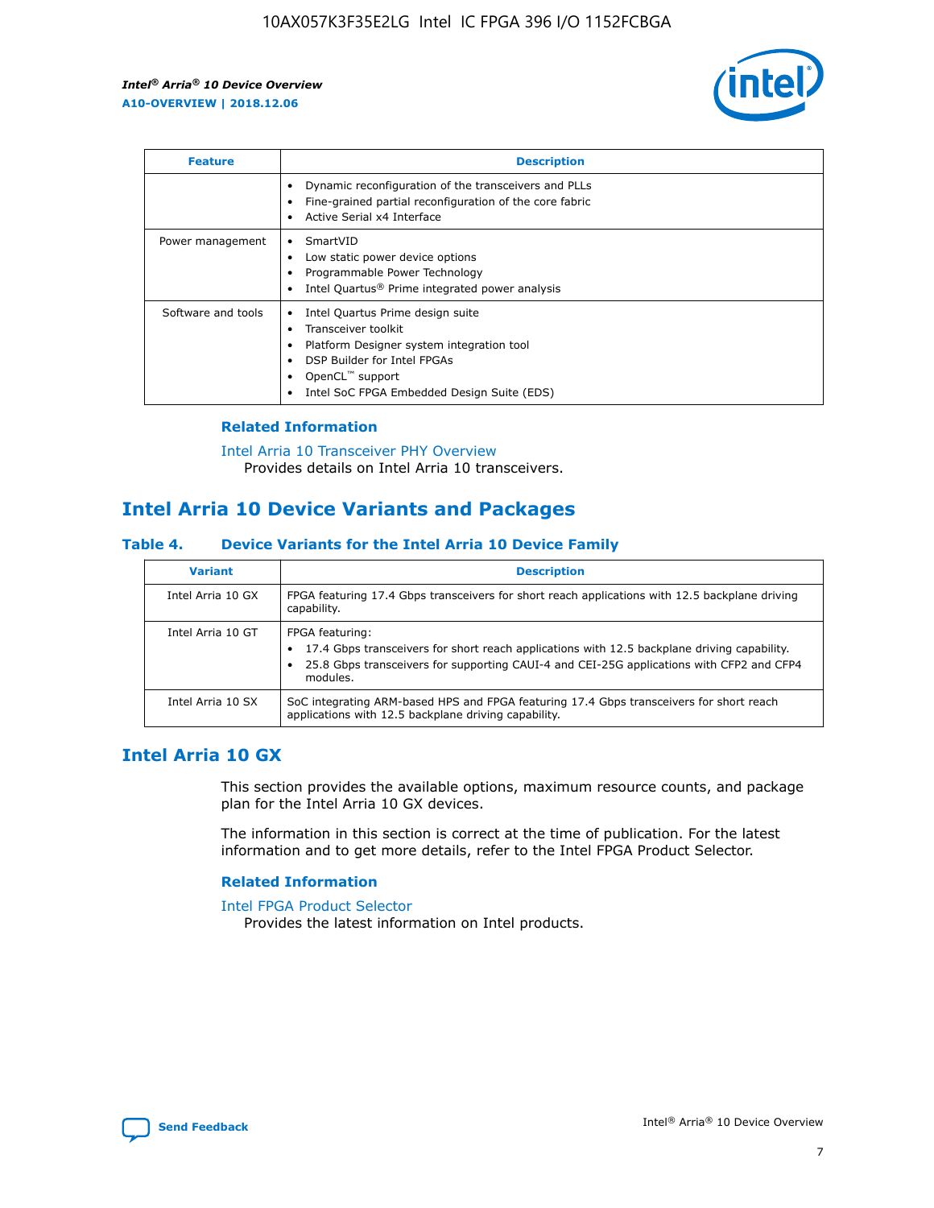| Feature | Description |
| --- | --- |
|  | • Dynamic reconfiguration of the transceivers and PLLs<br>• Fine-grained partial reconfiguration of the core fabric<br>• Active Serial x4 Interface |
| Power management | • SmartVID<br>• Low static power device options<br>• Programmable Power Technology<br>• Intel Quartus® Prime integrated power analysis |
| Software and tools | • Intel Quartus Prime design suite<br>• Transceiver toolkit<br>• Platform Designer system integration tool<br>• DSP Builder for Intel FPGAs<br>• OpenCL™ support<br>• Intel SoC FPGA Embedded Design Suite (EDS) |

### Related Information

Intel Arria 10 Transceiver PHY Overview
Provides details on Intel Arria 10 transceivers.

## Intel Arria 10 Device Variants and Packages

### Table 4. Device Variants for the Intel Arria 10 Device Family

| Variant | Description |
| --- | --- |
| Intel Arria 10 GX | FPGA featuring 17.4 Gbps transceivers for short reach applications with 12.5 backplane driving capability. |
| Intel Arria 10 GT | FPGA featuring:<br>• 17.4 Gbps transceivers for short reach applications with 12.5 backplane driving capability.<br>• 25.8 Gbps transceivers for supporting CAUI-4 and CEI-25G applications with CFP2 and CFP4 modules. |
| Intel Arria 10 SX | SoC integrating ARM-based HPS and FPGA featuring 17.4 Gbps transceivers for short reach applications with 12.5 backplane driving capability. |

## Intel Arria 10 GX

This section provides the available options, maximum resource counts, and package plan for the Intel Arria 10 GX devices.

The information in this section is correct at the time of publication. For the latest information and to get more details, refer to the Intel FPGA Product Selector.

### Related Information

Intel FPGA Product Selector
Provides the latest information on Intel products.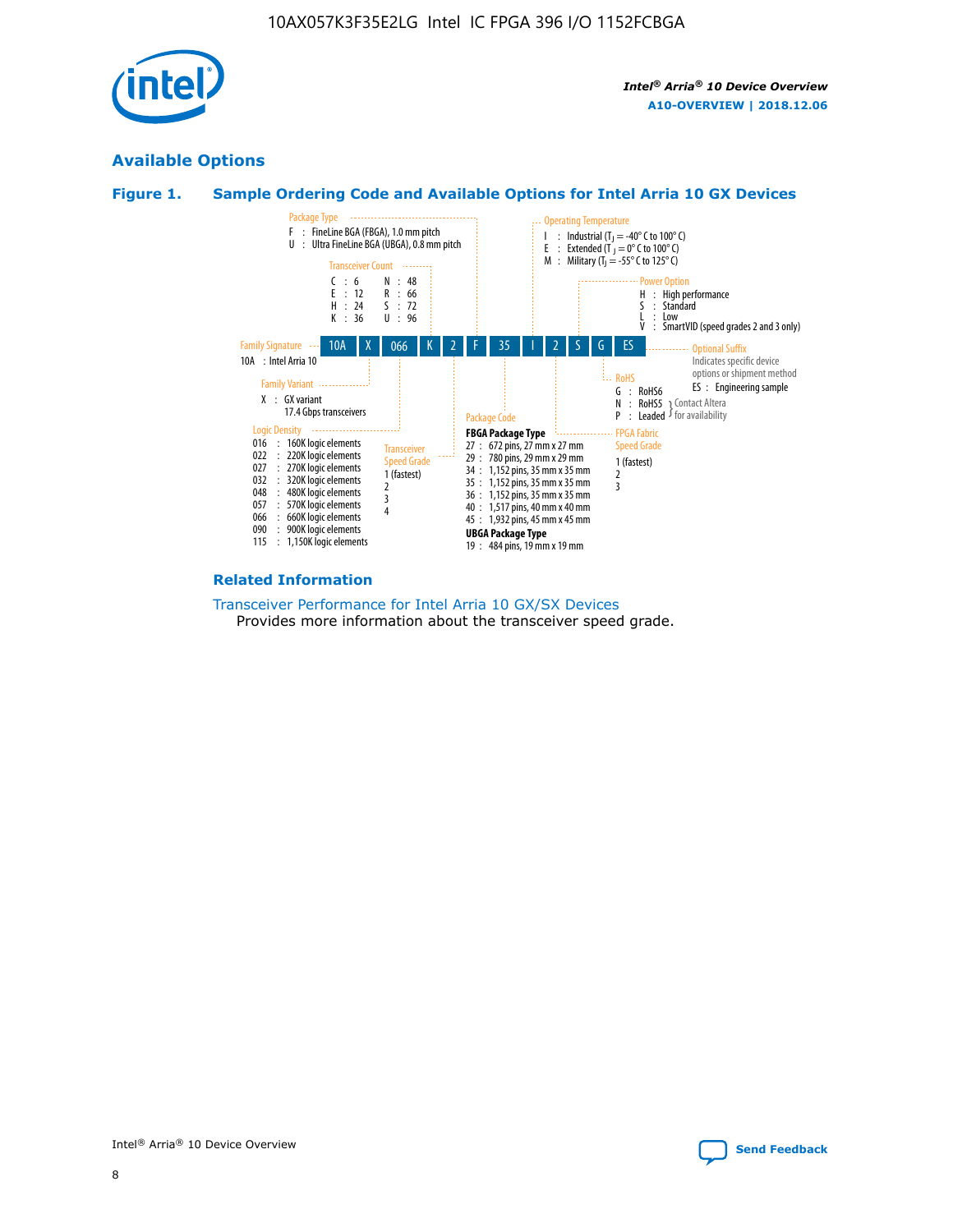## Available Options

### Figure 1. Sample Ordering Code and Available Options for Intel Arria 10 GX Devices

Sample ordering code: 10A X 066 K 2 F 35 I 2 S G ES

**Family Signature**
- 10A : Intel Arria 10

**Family Variant**
- X : GX variant 17.4 Gbps transceivers

**Logic Density**
- 016 : 160K logic elements
- 022 : 220K logic elements
- 027 : 270K logic elements
- 032 : 320K logic elements
- 048 : 480K logic elements
- 057 : 570K logic elements
- 066 : 660K logic elements
- 090 : 900K logic elements
- 115 : 1,150K logic elements

**Transceiver Count**
- C : 6
- E : 12
- H : 24
- K : 36
- N : 48
- R : 66
- S : 72
- U : 96

**Transceiver Speed Grade**
- 1 (fastest)
- 2
- 3
- 4

**Package Type**
- F : FineLine BGA (FBGA), 1.0 mm pitch
- U : Ultra FineLine BGA (UBGA), 0.8 mm pitch

**Package Code**

FBGA Package Type
- 27 : 672 pins, 27 mm x 27 mm
- 29 : 780 pins, 29 mm x 29 mm
- 34 : 1,152 pins, 35 mm x 35 mm
- 35 : 1,152 pins, 35 mm x 35 mm
- 36 : 1,152 pins, 35 mm x 35 mm
- 40 : 1,517 pins, 40 mm x 40 mm
- 45 : 1,932 pins, 45 mm x 45 mm

UBGA Package Type
- 19 : 484 pins, 19 mm x 19 mm

**Operating Temperature**
- I : Industrial ($T_J$ = -40° C to 100° C)
- E : Extended ($T_J$ = 0° C to 100° C)
- M : Military ($T_J$ = -55° C to 125° C)

**FPGA Fabric Speed Grade**
- 1 (fastest)
- 2
- 3

**Power Option**
- H : High performance
- S : Standard
- L : Low
- V : SmartVID (speed grades 2 and 3 only)

**RoHS**
- G : RoHS6
- N : RoHS5 (Contact Altera for availability)
- P : Leaded (Contact Altera for availability)

**Optional Suffix**

Indicates specific device options or shipment method
- ES : Engineering sample

### Related Information

Transceiver Performance for Intel Arria 10 GX/SX Devices

Provides more information about the transceiver speed grade.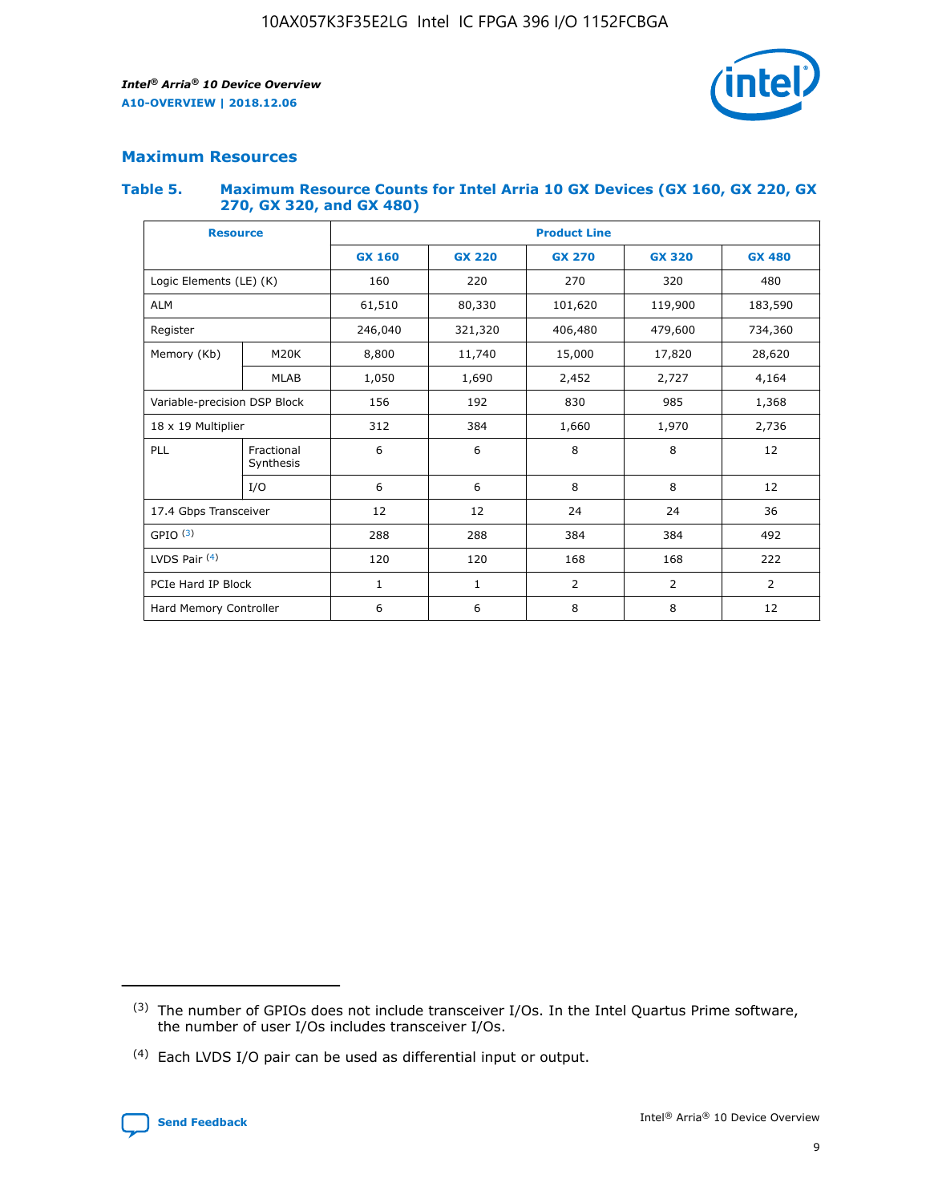## Maximum Resources

### Table 5. Maximum Resource Counts for Intel Arria 10 GX Devices (GX 160, GX 220, GX 270, GX 320, and GX 480)

| Resource | | Product Line | | | | |
|---|---|---|---|---|---|---|
| | | GX 160 | GX 220 | GX 270 | GX 320 | GX 480 |
| Logic Elements (LE) (K) | | 160 | 220 | 270 | 320 | 480 |
| ALM | | 61,510 | 80,330 | 101,620 | 119,900 | 183,590 |
| Register | | 246,040 | 321,320 | 406,480 | 479,600 | 734,360 |
| Memory (Kb) | M20K | 8,800 | 11,740 | 15,000 | 17,820 | 28,620 |
| | MLAB | 1,050 | 1,690 | 2,452 | 2,727 | 4,164 |
| Variable-precision DSP Block | | 156 | 192 | 830 | 985 | 1,368 |
| 18 x 19 Multiplier | | 312 | 384 | 1,660 | 1,970 | 2,736 |
| PLL | Fractional Synthesis | 6 | 6 | 8 | 8 | 12 |
| | I/O | 6 | 6 | 8 | 8 | 12 |
| 17.4 Gbps Transceiver | | 12 | 12 | 24 | 24 | 36 |
| GPIO [(3)] | | 288 | 288 | 384 | 384 | 492 |
| LVDS Pair [(4)] | | 120 | 120 | 168 | 168 | 222 |
| PCIe Hard IP Block | | 1 | 1 | 2 | 2 | 2 |
| Hard Memory Controller | | 6 | 6 | 8 | 8 | 12 |

(3) The number of GPIOs does not include transceiver I/Os. In the Intel Quartus Prime software, the number of user I/Os includes transceiver I/Os.

(4) Each LVDS I/O pair can be used as differential input or output.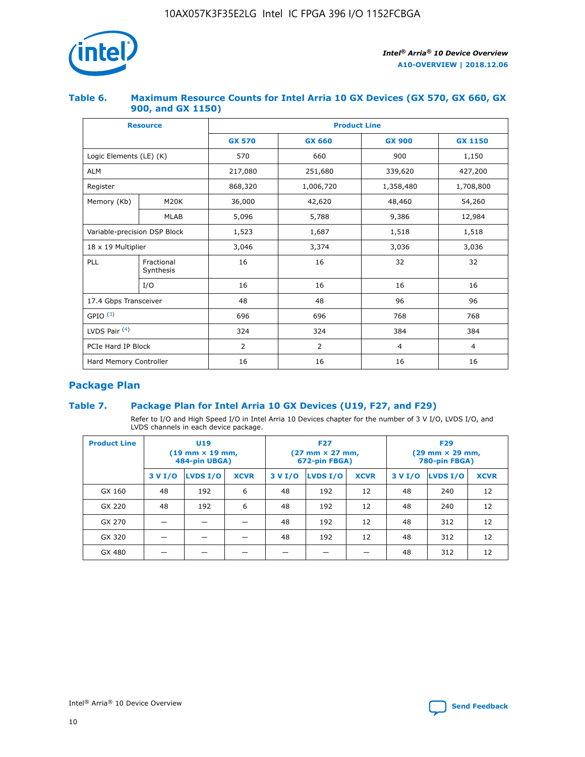## Table 6. Maximum Resource Counts for Intel Arria 10 GX Devices (GX 570, GX 660, GX 900, and GX 1150)

| Resource | | Product Line | | | |
|---|---|---|---|---|---|
| | | GX 570 | GX 660 | GX 900 | GX 1150 |
| Logic Elements (LE) (K) | | 570 | 660 | 900 | 1,150 |
| ALM | | 217,080 | 251,680 | 339,620 | 427,200 |
| Register | | 868,320 | 1,006,720 | 1,358,480 | 1,708,800 |
| Memory (Kb) | M20K | 36,000 | 42,620 | 48,460 | 54,260 |
| | MLAB | 5,096 | 5,788 | 9,386 | 12,984 |
| Variable-precision DSP Block | | 1,523 | 1,687 | 1,518 | 1,518 |
| 18 x 19 Multiplier | | 3,046 | 3,374 | 3,036 | 3,036 |
| PLL | Fractional Synthesis | 16 | 16 | 32 | 32 |
| | I/O | 16 | 16 | 16 | 16 |
| 17.4 Gbps Transceiver | | 48 | 48 | 96 | 96 |
| GPIO [(3)] | | 696 | 696 | 768 | 768 |
| LVDS Pair [(4)] | | 324 | 324 | 384 | 384 |
| PCIe Hard IP Block | | 2 | 2 | 4 | 4 |
| Hard Memory Controller | | 16 | 16 | 16 | 16 |

## Package Plan

## Table 7. Package Plan for Intel Arria 10 GX Devices (U19, F27, and F29)

Refer to I/O and High Speed I/O in Intel Arria 10 Devices chapter for the number of 3 V I/O, LVDS I/O, and LVDS channels in each device package.

| Product Line | U19 (19 mm × 19 mm, 484-pin UBGA) | | | F27 (27 mm × 27 mm, 672-pin FBGA) | | | F29 (29 mm × 29 mm, 780-pin FBGA) | | |
|---|---|---|---|---|---|---|---|---|---|
| | 3 V I/O | LVDS I/O | XCVR | 3 V I/O | LVDS I/O | XCVR | 3 V I/O | LVDS I/O | XCVR |
| GX 160 | 48 | 192 | 6 | 48 | 192 | 12 | 48 | 240 | 12 |
| GX 220 | 48 | 192 | 6 | 48 | 192 | 12 | 48 | 240 | 12 |
| GX 270 | — | — | — | 48 | 192 | 12 | 48 | 312 | 12 |
| GX 320 | — | — | — | 48 | 192 | 12 | 48 | 312 | 12 |
| GX 480 | — | — | — | — | — | — | 48 | 312 | 12 |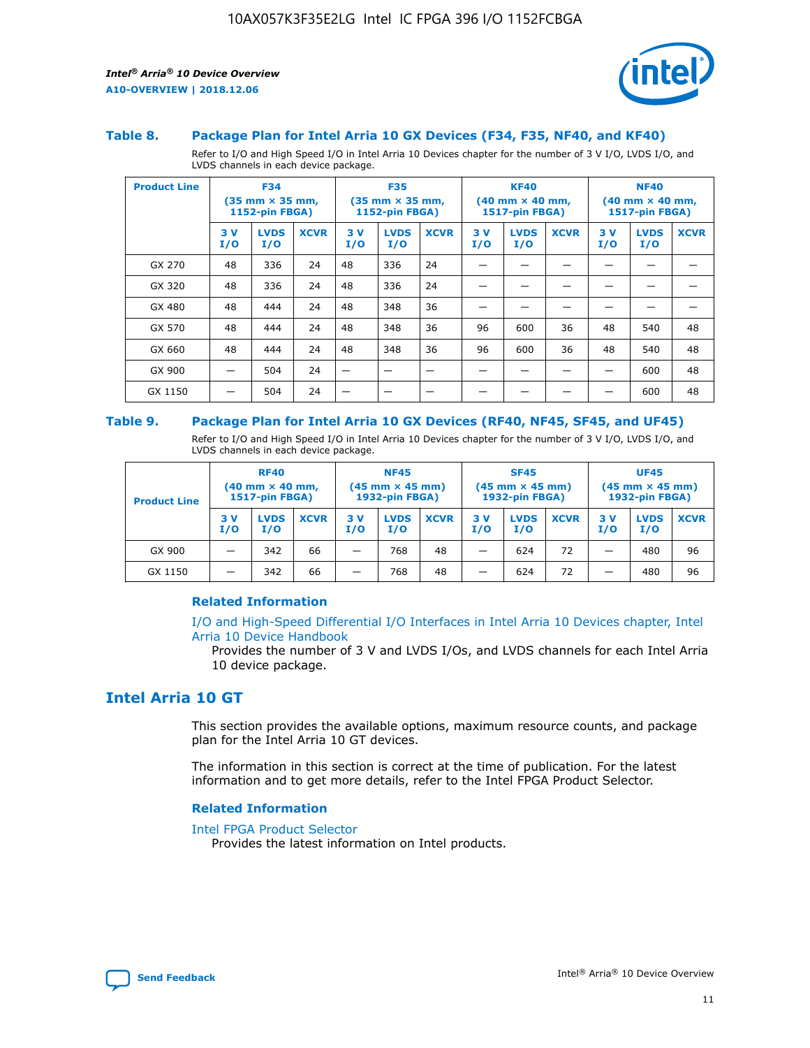### Table 8. Package Plan for Intel Arria 10 GX Devices (F34, F35, NF40, and KF40)

Refer to I/O and High Speed I/O in Intel Arria 10 Devices chapter for the number of 3 V I/O, LVDS I/O, and LVDS channels in each device package.

| Product Line | F34 (35 mm × 35 mm, 1152-pin FBGA) | | | F35 (35 mm × 35 mm, 1152-pin FBGA) | | | KF40 (40 mm × 40 mm, 1517-pin FBGA) | | | NF40 (40 mm × 40 mm, 1517-pin FBGA) | | |
|---|---|---|---|---|---|---|---|---|---|---|---|---|
| | 3 V I/O | LVDS I/O | XCVR | 3 V I/O | LVDS I/O | XCVR | 3 V I/O | LVDS I/O | XCVR | 3 V I/O | LVDS I/O | XCVR |
| GX 270 | 48 | 336 | 24 | 48 | 336 | 24 | — | — | — | — | — | — |
| GX 320 | 48 | 336 | 24 | 48 | 336 | 24 | — | — | — | — | — | — |
| GX 480 | 48 | 444 | 24 | 48 | 348 | 36 | — | — | — | — | — | — |
| GX 570 | 48 | 444 | 24 | 48 | 348 | 36 | 96 | 600 | 36 | 48 | 540 | 48 |
| GX 660 | 48 | 444 | 24 | 48 | 348 | 36 | 96 | 600 | 36 | 48 | 540 | 48 |
| GX 900 | — | 504 | 24 | — | — | — | — | — | — | — | 600 | 48 |
| GX 1150 | — | 504 | 24 | — | — | — | — | — | — | — | 600 | 48 |

### Table 9. Package Plan for Intel Arria 10 GX Devices (RF40, NF45, SF45, and UF45)

Refer to I/O and High Speed I/O in Intel Arria 10 Devices chapter for the number of 3 V I/O, LVDS I/O, and LVDS channels in each device package.

| Product Line | RF40 (40 mm × 40 mm, 1517-pin FBGA) | | | NF45 (45 mm × 45 mm) 1932-pin FBGA) | | | SF45 (45 mm × 45 mm) 1932-pin FBGA) | | | UF45 (45 mm × 45 mm) 1932-pin FBGA) | | |
|---|---|---|---|---|---|---|---|---|---|---|---|---|
| | 3 V I/O | LVDS I/O | XCVR | 3 V I/O | LVDS I/O | XCVR | 3 V I/O | LVDS I/O | XCVR | 3 V I/O | LVDS I/O | XCVR |
| GX 900 | — | 342 | 66 | — | 768 | 48 | — | 624 | 72 | — | 480 | 96 |
| GX 1150 | — | 342 | 66 | — | 768 | 48 | — | 624 | 72 | — | 480 | 96 |

#### Related Information

I/O and High-Speed Differential I/O Interfaces in Intel Arria 10 Devices chapter, Intel Arria 10 Device Handbook

Provides the number of 3 V and LVDS I/Os, and LVDS channels for each Intel Arria 10 device package.

## Intel Arria 10 GT

This section provides the available options, maximum resource counts, and package plan for the Intel Arria 10 GT devices.

The information in this section is correct at the time of publication. For the latest information and to get more details, refer to the Intel FPGA Product Selector.

#### Related Information

Intel FPGA Product Selector

Provides the latest information on Intel products.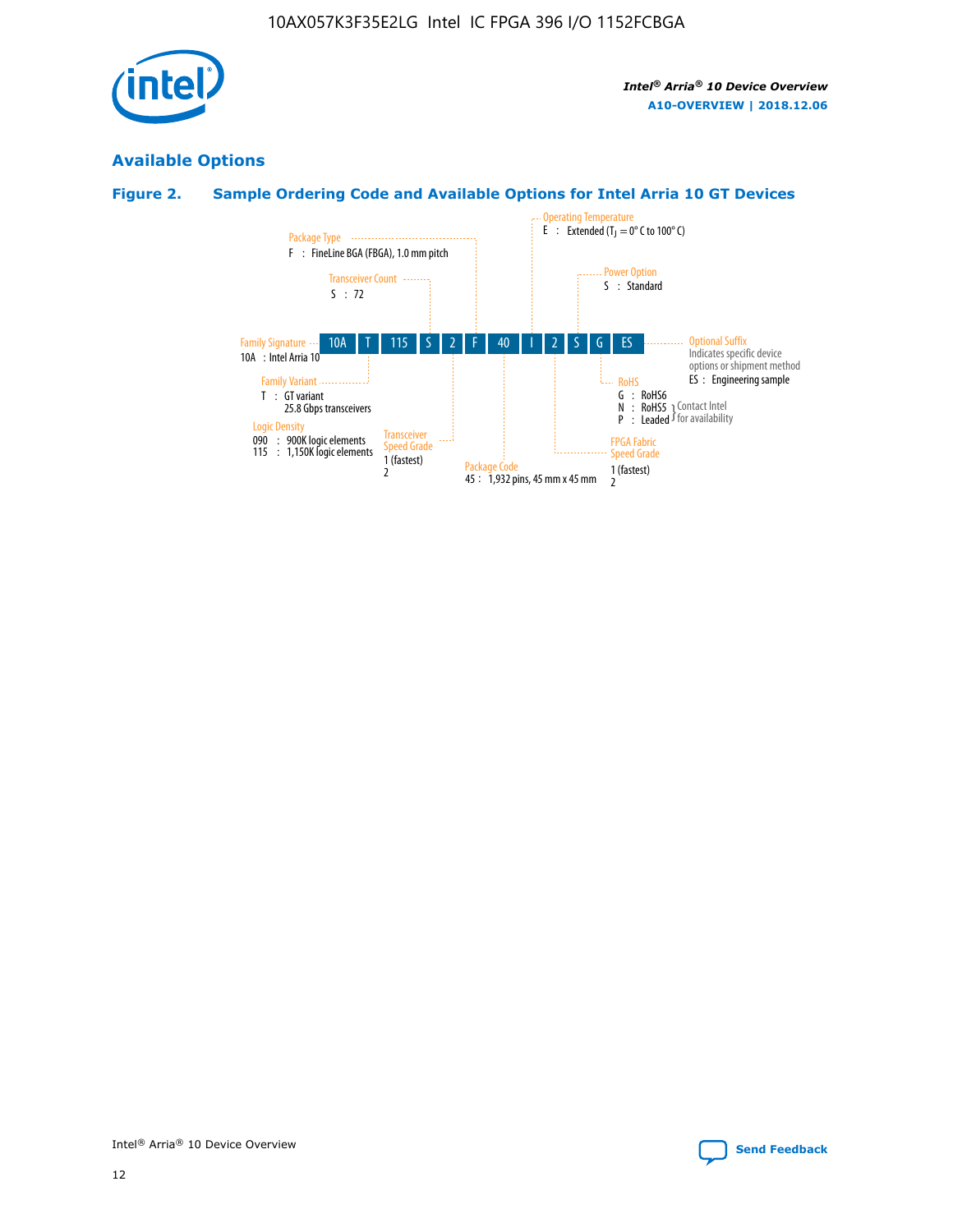## Available Options

### Figure 2. Sample Ordering Code and Available Options for Intel Arria 10 GT Devices

| 10A | T | 115 | S | 2 | F | 40 | I | 2 | S | G | ES |
|---|---|---|---|---|---|---|---|---|---|---|---|

**Family Signature**
- 10A : Intel Arria 10

**Family Variant**
- T : GT variant, 25.8 Gbps transceivers

**Logic Density**
- 090 : 900K logic elements
- 115 : 1,150K logic elements

**Transceiver Count**
- S : 72

**Transceiver Speed Grade**
- 1 (fastest)
- 2

**Package Type**
- F : FineLine BGA (FBGA), 1.0 mm pitch

**Package Code**
- 45 : 1,932 pins, 45 mm x 45 mm

**Operating Temperature**
- E : Extended ($T_J$ = 0° C to 100° C)

**FPGA Fabric Speed Grade**
- 1 (fastest)
- 2

**Power Option**
- S : Standard

**RoHS**
- G : RoHS6
- N : RoHS5 (Contact Intel for availability)
- P : Leaded (Contact Intel for availability)

**Optional Suffix**

Indicates specific device options or shipment method
- ES : Engineering sample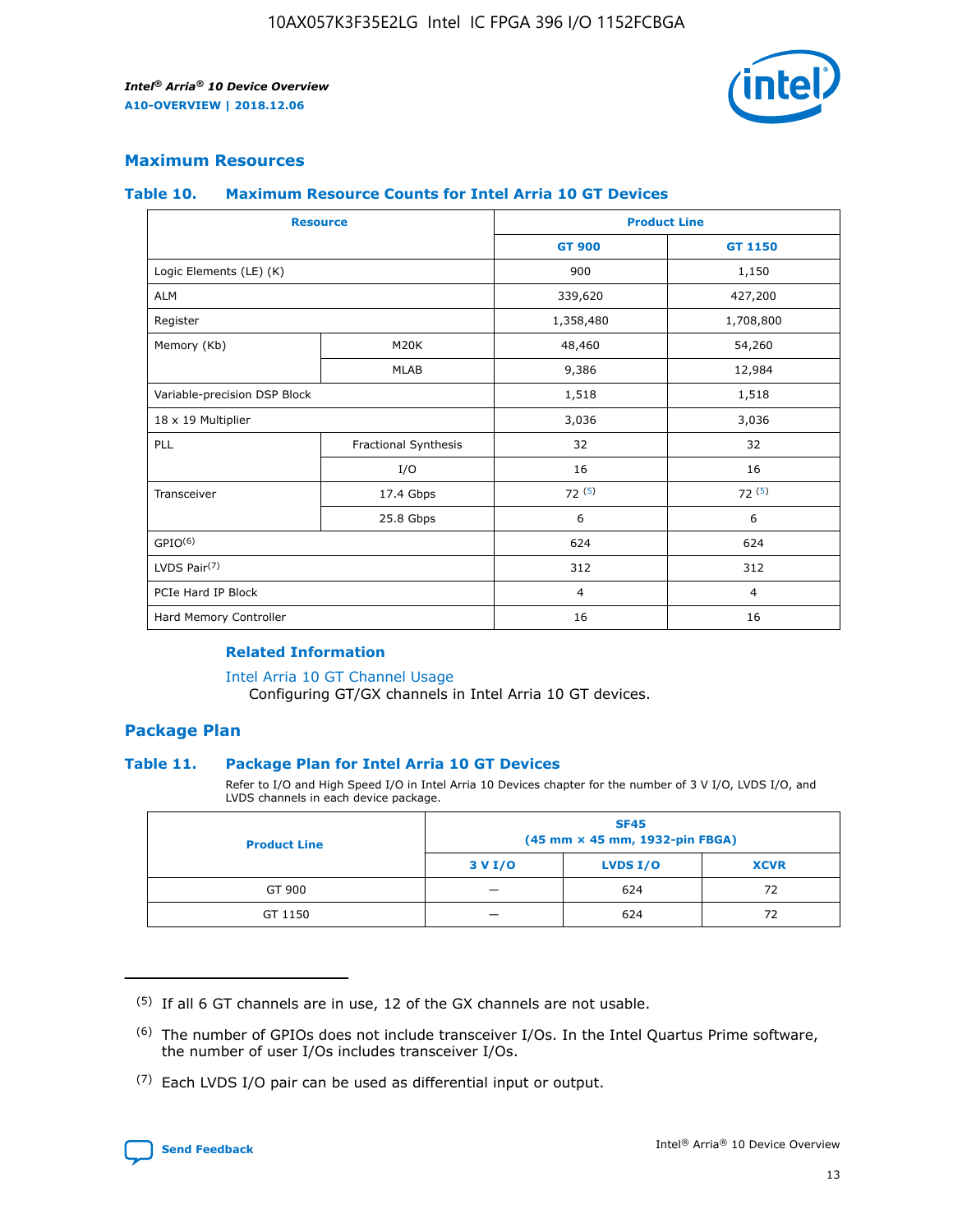## Maximum Resources

### Table 10. Maximum Resource Counts for Intel Arria 10 GT Devices

| Resource | | Product Line | |
|---|---|---|---|
| | | GT 900 | GT 1150 |
| Logic Elements (LE) (K) | | 900 | 1,150 |
| ALM | | 339,620 | 427,200 |
| Register | | 1,358,480 | 1,708,800 |
| Memory (Kb) | M20K | 48,460 | 54,260 |
| | MLAB | 9,386 | 12,984 |
| Variable-precision DSP Block | | 1,518 | 1,518 |
| 18 x 19 Multiplier | | 3,036 | 3,036 |
| PLL | Fractional Synthesis | 32 | 32 |
| | I/O | 16 | 16 |
| Transceiver | 17.4 Gbps | 72 [(5)] | 72 [(5)] |
| | 25.8 Gbps | 6 | 6 |
| GPIO[(6)] | | 624 | 624 |
| LVDS Pair[(7)] | | 312 | 312 |
| PCIe Hard IP Block | | 4 | 4 |
| Hard Memory Controller | | 16 | 16 |

#### Related Information

Intel Arria 10 GT Channel Usage
Configuring GT/GX channels in Intel Arria 10 GT devices.

## Package Plan

### Table 11. Package Plan for Intel Arria 10 GT Devices

Refer to I/O and High Speed I/O in Intel Arria 10 Devices chapter for the number of 3 V I/O, LVDS I/O, and LVDS channels in each device package.

| Product Line | SF45 (45 mm × 45 mm, 1932-pin FBGA) | | |
|---|---|---|---|
| | 3 V I/O | LVDS I/O | XCVR |
| GT 900 | — | 624 | 72 |
| GT 1150 | — | 624 | 72 |

(5) If all 6 GT channels are in use, 12 of the GX channels are not usable.

(6) The number of GPIOs does not include transceiver I/Os. In the Intel Quartus Prime software, the number of user I/Os includes transceiver I/Os.

(7) Each LVDS I/O pair can be used as differential input or output.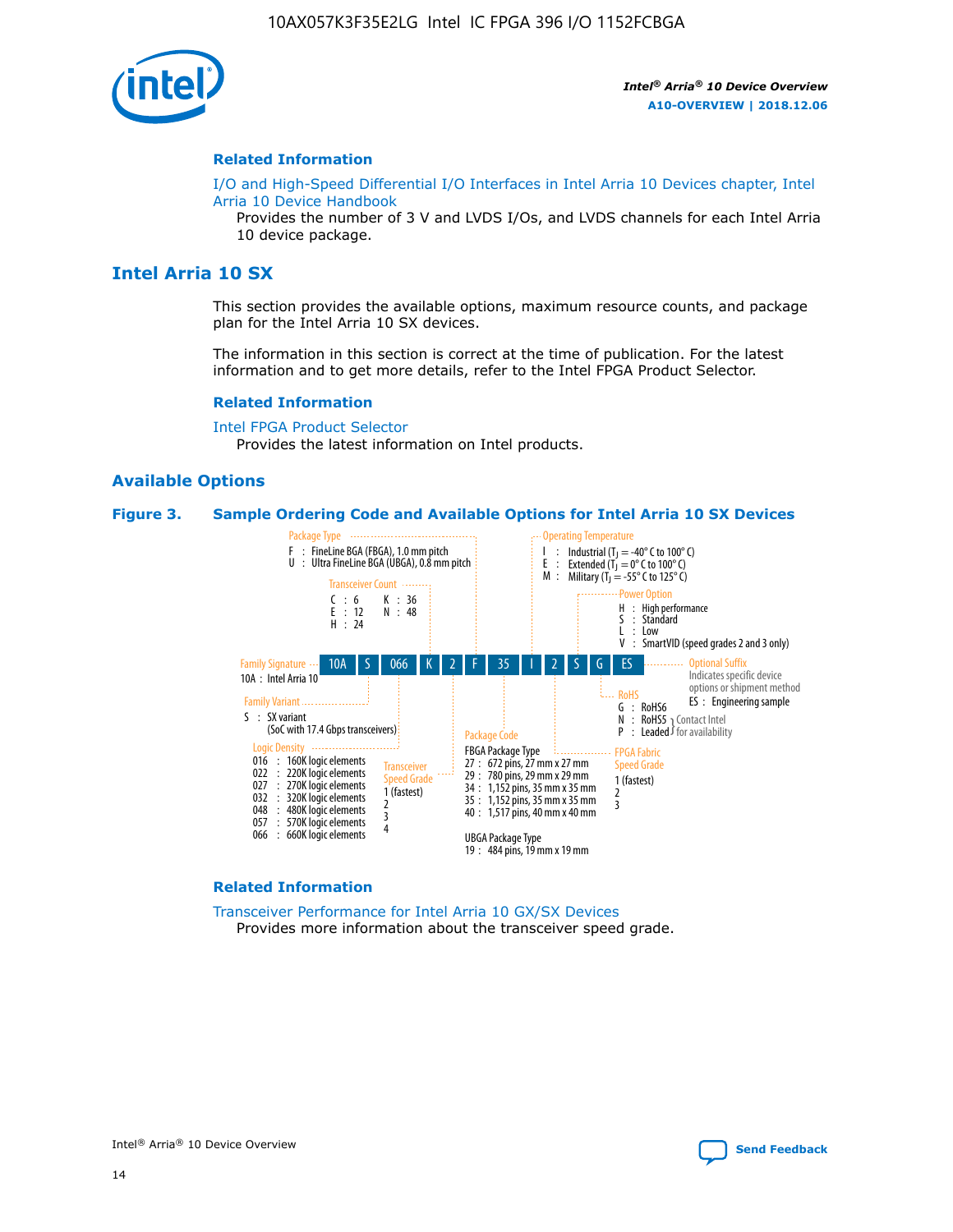## Related Information

I/O and High-Speed Differential I/O Interfaces in Intel Arria 10 Devices chapter, Intel Arria 10 Device Handbook

Provides the number of 3 V and LVDS I/Os, and LVDS channels for each Intel Arria 10 device package.

# Intel Arria 10 SX

This section provides the available options, maximum resource counts, and package plan for the Intel Arria 10 SX devices.

The information in this section is correct at the time of publication. For the latest information and to get more details, refer to the Intel FPGA Product Selector.

## Related Information

Intel FPGA Product Selector

Provides the latest information on Intel products.

## Available Options

**Figure 3. Sample Ordering Code and Available Options for Intel Arria 10 SX Devices**

Sample ordering code: 10A S 066 K 2 F 35 I 2 S G ES

**Family Signature**
- 10A : Intel Arria 10

**Family Variant**
- S : SX variant (SoC with 17.4 Gbps transceivers)

**Logic Density**
- 016 : 160K logic elements
- 022 : 220K logic elements
- 027 : 270K logic elements
- 032 : 320K logic elements
- 048 : 480K logic elements
- 057 : 570K logic elements
- 066 : 660K logic elements

**Transceiver Count**
- C : 6
- E : 12
- H : 24
- K : 36
- N : 48

**Transceiver Speed Grade**
- 1 (fastest)
- 2
- 3
- 4

**Package Type**
- F : FineLine BGA (FBGA), 1.0 mm pitch
- U : Ultra FineLine BGA (UBGA), 0.8 mm pitch

**Package Code**

FBGA Package Type
- 27 : 672 pins, 27 mm x 27 mm
- 29 : 780 pins, 29 mm x 29 mm
- 34 : 1,152 pins, 35 mm x 35 mm
- 35 : 1,152 pins, 35 mm x 35 mm
- 40 : 1,517 pins, 40 mm x 40 mm

UBGA Package Type
- 19 : 484 pins, 19 mm x 19 mm

**Operating Temperature**
- I : Industrial ($T_J$ = -40° C to 100° C)
- E : Extended ($T_J$ = 0° C to 100° C)
- M : Military ($T_J$ = -55° C to 125° C)

**FPGA Fabric Speed Grade**
- 1 (fastest)
- 2
- 3

**Power Option**
- H : High performance
- S : Standard
- L : Low
- V : SmartVID (speed grades 2 and 3 only)

**RoHS**
- G : RoHS6
- N : RoHS5 } Contact Intel for availability
- P : Leaded } Contact Intel for availability

**Optional Suffix**

Indicates specific device options or shipment method
- ES : Engineering sample

## Related Information

Transceiver Performance for Intel Arria 10 GX/SX Devices

Provides more information about the transceiver speed grade.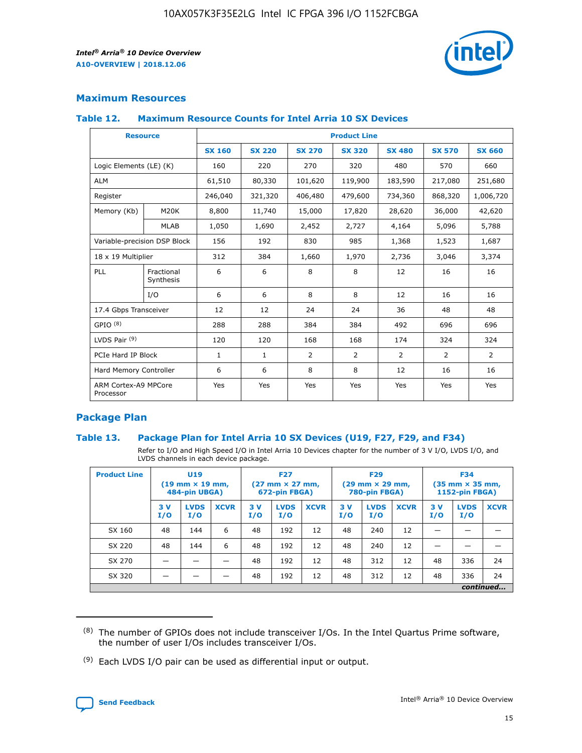## Maximum Resources

### Table 12. Maximum Resource Counts for Intel Arria 10 SX Devices

| Resource | | Product Line | | | | | | |
|---|---|---|---|---|---|---|---|---|
| | | SX 160 | SX 220 | SX 270 | SX 320 | SX 480 | SX 570 | SX 660 |
| Logic Elements (LE) (K) | | 160 | 220 | 270 | 320 | 480 | 570 | 660 |
| ALM | | 61,510 | 80,330 | 101,620 | 119,900 | 183,590 | 217,080 | 251,680 |
| Register | | 246,040 | 321,320 | 406,480 | 479,600 | 734,360 | 868,320 | 1,006,720 |
| Memory (Kb) | M20K | 8,800 | 11,740 | 15,000 | 17,820 | 28,620 | 36,000 | 42,620 |
| | MLAB | 1,050 | 1,690 | 2,452 | 2,727 | 4,164 | 5,096 | 5,788 |
| Variable-precision DSP Block | | 156 | 192 | 830 | 985 | 1,368 | 1,523 | 1,687 |
| 18 x 19 Multiplier | | 312 | 384 | 1,660 | 1,970 | 2,736 | 3,046 | 3,374 |
| PLL | Fractional Synthesis | 6 | 6 | 8 | 8 | 12 | 16 | 16 |
| | I/O | 6 | 6 | 8 | 8 | 12 | 16 | 16 |
| 17.4 Gbps Transceiver | | 12 | 12 | 24 | 24 | 36 | 48 | 48 |
| GPIO [8] | | 288 | 288 | 384 | 384 | 492 | 696 | 696 |
| LVDS Pair [9] | | 120 | 120 | 168 | 168 | 174 | 324 | 324 |
| PCIe Hard IP Block | | 1 | 1 | 2 | 2 | 2 | 2 | 2 |
| Hard Memory Controller | | 6 | 6 | 8 | 8 | 12 | 16 | 16 |
| ARM Cortex-A9 MPCore Processor | | Yes | Yes | Yes | Yes | Yes | Yes | Yes |

## Package Plan

### Table 13. Package Plan for Intel Arria 10 SX Devices (U19, F27, F29, and F34)

Refer to I/O and High Speed I/O in Intel Arria 10 Devices chapter for the number of 3 V I/O, LVDS I/O, and LVDS channels in each device package.

| Product Line | U19 (19 mm × 19 mm, 484-pin UBGA) | | | F27 (27 mm × 27 mm, 672-pin FBGA) | | | F29 (29 mm × 29 mm, 780-pin FBGA) | | | F34 (35 mm × 35 mm, 1152-pin FBGA) | | |
|---|---|---|---|---|---|---|---|---|---|---|---|---|
| | 3 V I/O | LVDS I/O | XCVR | 3 V I/O | LVDS I/O | XCVR | 3 V I/O | LVDS I/O | XCVR | 3 V I/O | LVDS I/O | XCVR |
| SX 160 | 48 | 144 | 6 | 48 | 192 | 12 | 48 | 240 | 12 | — | — | — |
| SX 220 | 48 | 144 | 6 | 48 | 192 | 12 | 48 | 240 | 12 | — | — | — |
| SX 270 | — | — | — | 48 | 192 | 12 | 48 | 312 | 12 | 48 | 336 | 24 |
| SX 320 | — | — | — | 48 | 192 | 12 | 48 | 312 | 12 | 48 | 336 | 24 |

*continued...*

(8) The number of GPIOs does not include transceiver I/Os. In the Intel Quartus Prime software, the number of user I/Os includes transceiver I/Os.

(9) Each LVDS I/O pair can be used as differential input or output.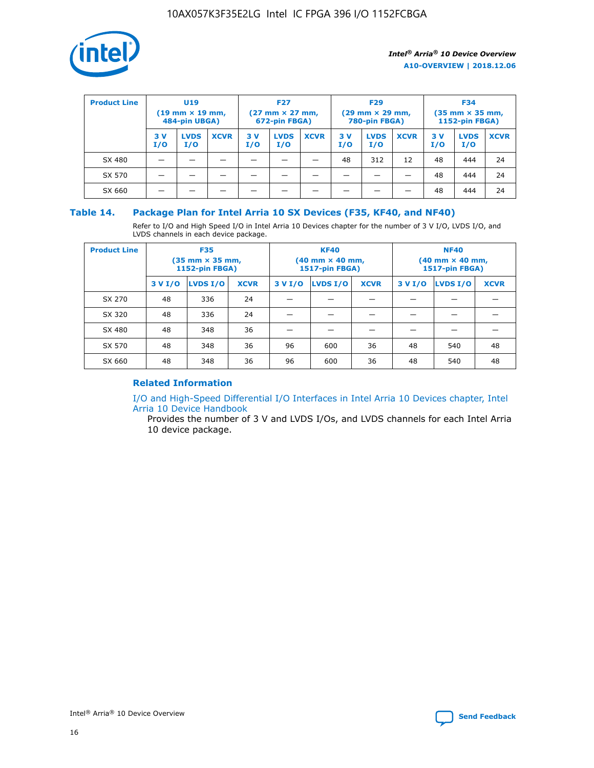| Product Line | U19 (19 mm × 19 mm, 484-pin UBGA) | | | F27 (27 mm × 27 mm, 672-pin FBGA) | | | F29 (29 mm × 29 mm, 780-pin FBGA) | | | F34 (35 mm × 35 mm, 1152-pin FBGA) | | |
|---|---|---|---|---|---|---|---|---|---|---|---|---|
| | 3 V I/O | LVDS I/O | XCVR | 3 V I/O | LVDS I/O | XCVR | 3 V I/O | LVDS I/O | XCVR | 3 V I/O | LVDS I/O | XCVR |
| SX 480 | — | — | — | — | — | — | 48 | 312 | 12 | 48 | 444 | 24 |
| SX 570 | — | — | — | — | — | — | — | — | — | 48 | 444 | 24 |
| SX 660 | — | — | — | — | — | — | — | — | — | 48 | 444 | 24 |

### Table 14. Package Plan for Intel Arria 10 SX Devices (F35, KF40, and NF40)

Refer to I/O and High Speed I/O in Intel Arria 10 Devices chapter for the number of 3 V I/O, LVDS I/O, and LVDS channels in each device package.

| Product Line | F35 (35 mm × 35 mm, 1152-pin FBGA) | | | KF40 (40 mm × 40 mm, 1517-pin FBGA) | | | NF40 (40 mm × 40 mm, 1517-pin FBGA) | | |
|---|---|---|---|---|---|---|---|---|---|
| | 3 V I/O | LVDS I/O | XCVR | 3 V I/O | LVDS I/O | XCVR | 3 V I/O | LVDS I/O | XCVR |
| SX 270 | 48 | 336 | 24 | — | — | — | — | — | — |
| SX 320 | 48 | 336 | 24 | — | — | — | — | — | — |
| SX 480 | 48 | 348 | 36 | — | — | — | — | — | — |
| SX 570 | 48 | 348 | 36 | 96 | 600 | 36 | 48 | 540 | 48 |
| SX 660 | 48 | 348 | 36 | 96 | 600 | 36 | 48 | 540 | 48 |

### Related Information

I/O and High-Speed Differential I/O Interfaces in Intel Arria 10 Devices chapter, Intel Arria 10 Device Handbook

Provides the number of 3 V and LVDS I/Os, and LVDS channels for each Intel Arria 10 device package.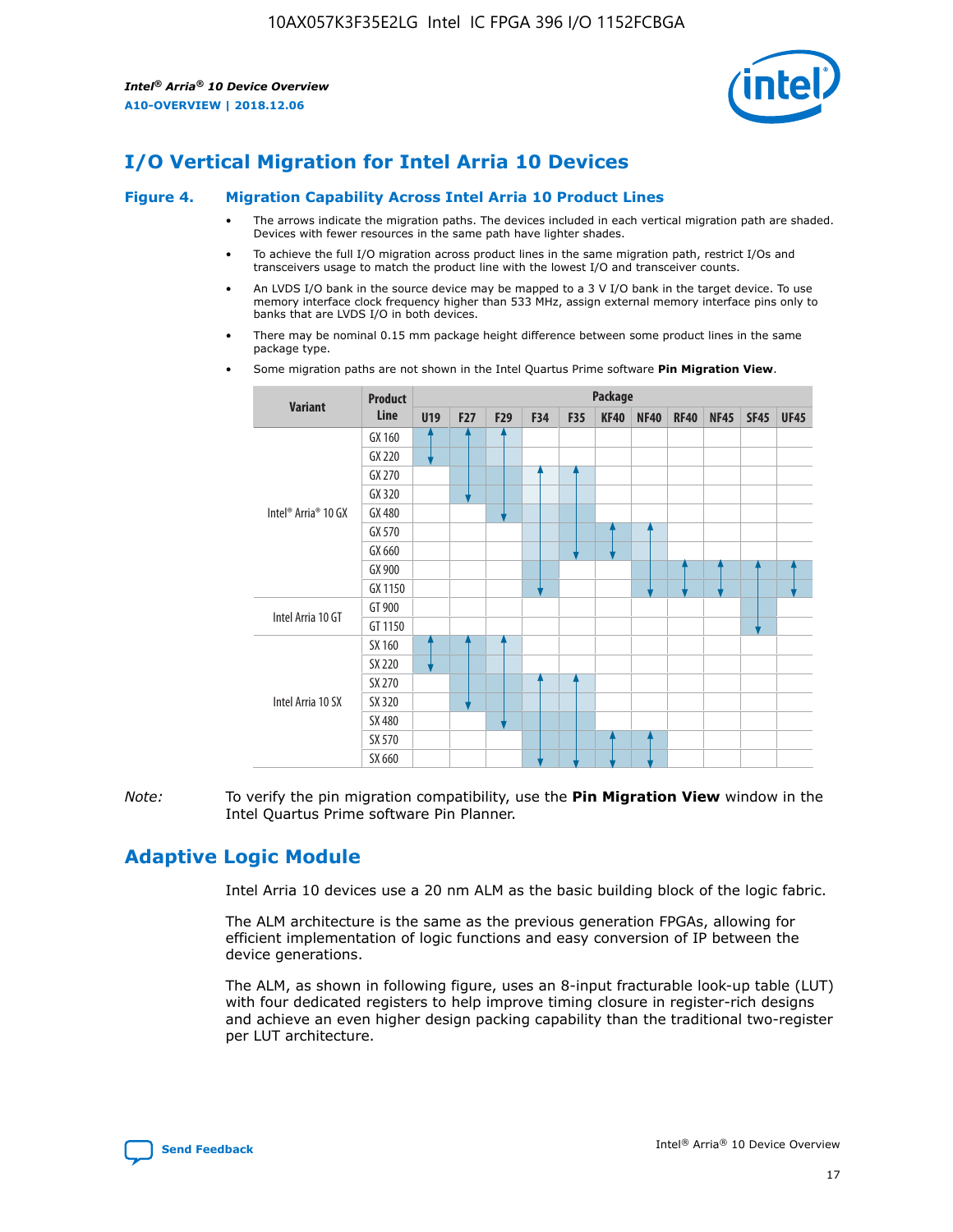# I/O Vertical Migration for Intel Arria 10 Devices

**Figure 4. Migration Capability Across Intel Arria 10 Product Lines**

- The arrows indicate the migration paths. The devices included in each vertical migration path are shaded. Devices with fewer resources in the same path have lighter shades.
- To achieve the full I/O migration across product lines in the same migration path, restrict I/Os and transceivers usage to match the product line with the lowest I/O and transceiver counts.
- An LVDS I/O bank in the source device may be mapped to a 3 V I/O bank in the target device. To use memory interface clock frequency higher than 533 MHz, assign external memory interface pins only to banks that are LVDS I/O in both devices.
- There may be nominal 0.15 mm package height difference between some product lines in the same package type.
- Some migration paths are not shown in the Intel Quartus Prime software **Pin Migration View**.

| Variant | Product Line | Package | | | | | | | | | | |
|---|---|---|---|---|---|---|---|---|---|---|---|---|
| | | U19 | F27 | F29 | F34 | F35 | KF40 | NF40 | RF40 | NF45 | SF45 | UF45 |
| Intel® Arria® 10 GX | GX 160 | | | | | | | | | | | |
| | GX 220 | | | | | | | | | | | |
| | GX 270 | | | | | | | | | | | |
| | GX 320 | | | | | | | | | | | |
| | GX 480 | | | | | | | | | | | |
| | GX 570 | | | | | | | | | | | |
| | GX 660 | | | | | | | | | | | |
| | GX 900 | | | | | | | | | | | |
| | GX 1150 | | | | | | | | | | | |
| Intel Arria 10 GT | GT 900 | | | | | | | | | | | |
| | GT 1150 | | | | | | | | | | | |
| Intel Arria 10 SX | SX 160 | | | | | | | | | | | |
| | SX 220 | | | | | | | | | | | |
| | SX 270 | | | | | | | | | | | |
| | SX 320 | | | | | | | | | | | |
| | SX 480 | | | | | | | | | | | |
| | SX 570 | | | | | | | | | | | |
| | SX 660 | | | | | | | | | | | |

*Note:* To verify the pin migration compatibility, use the **Pin Migration View** window in the Intel Quartus Prime software Pin Planner.

# Adaptive Logic Module

Intel Arria 10 devices use a 20 nm ALM as the basic building block of the logic fabric.

The ALM architecture is the same as the previous generation FPGAs, allowing for efficient implementation of logic functions and easy conversion of IP between the device generations.

The ALM, as shown in following figure, uses an 8-input fracturable look-up table (LUT) with four dedicated registers to help improve timing closure in register-rich designs and achieve an even higher design packing capability than the traditional two-register per LUT architecture.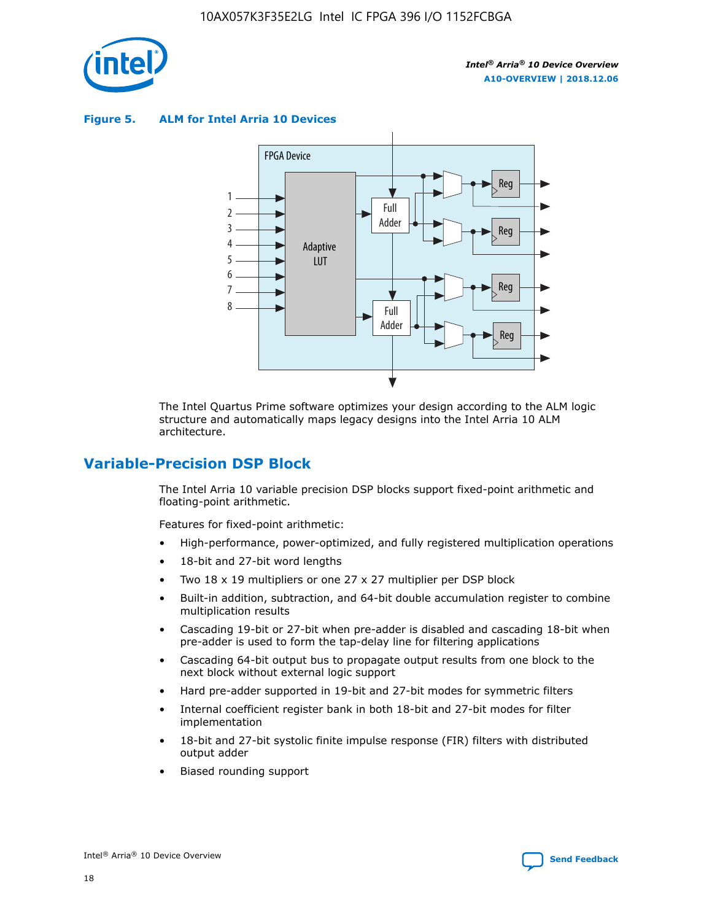**Figure 5. ALM for Intel Arria 10 Devices**

The Intel Quartus Prime software optimizes your design according to the ALM logic structure and automatically maps legacy designs into the Intel Arria 10 ALM architecture.

## Variable-Precision DSP Block

The Intel Arria 10 variable precision DSP blocks support fixed-point arithmetic and floating-point arithmetic.

Features for fixed-point arithmetic:

- High-performance, power-optimized, and fully registered multiplication operations
- 18-bit and 27-bit word lengths
- Two 18 x 19 multipliers or one 27 x 27 multiplier per DSP block
- Built-in addition, subtraction, and 64-bit double accumulation register to combine multiplication results
- Cascading 19-bit or 27-bit when pre-adder is disabled and cascading 18-bit when pre-adder is used to form the tap-delay line for filtering applications
- Cascading 64-bit output bus to propagate output results from one block to the next block without external logic support
- Hard pre-adder supported in 19-bit and 27-bit modes for symmetric filters
- Internal coefficient register bank in both 18-bit and 27-bit modes for filter implementation
- 18-bit and 27-bit systolic finite impulse response (FIR) filters with distributed output adder
- Biased rounding support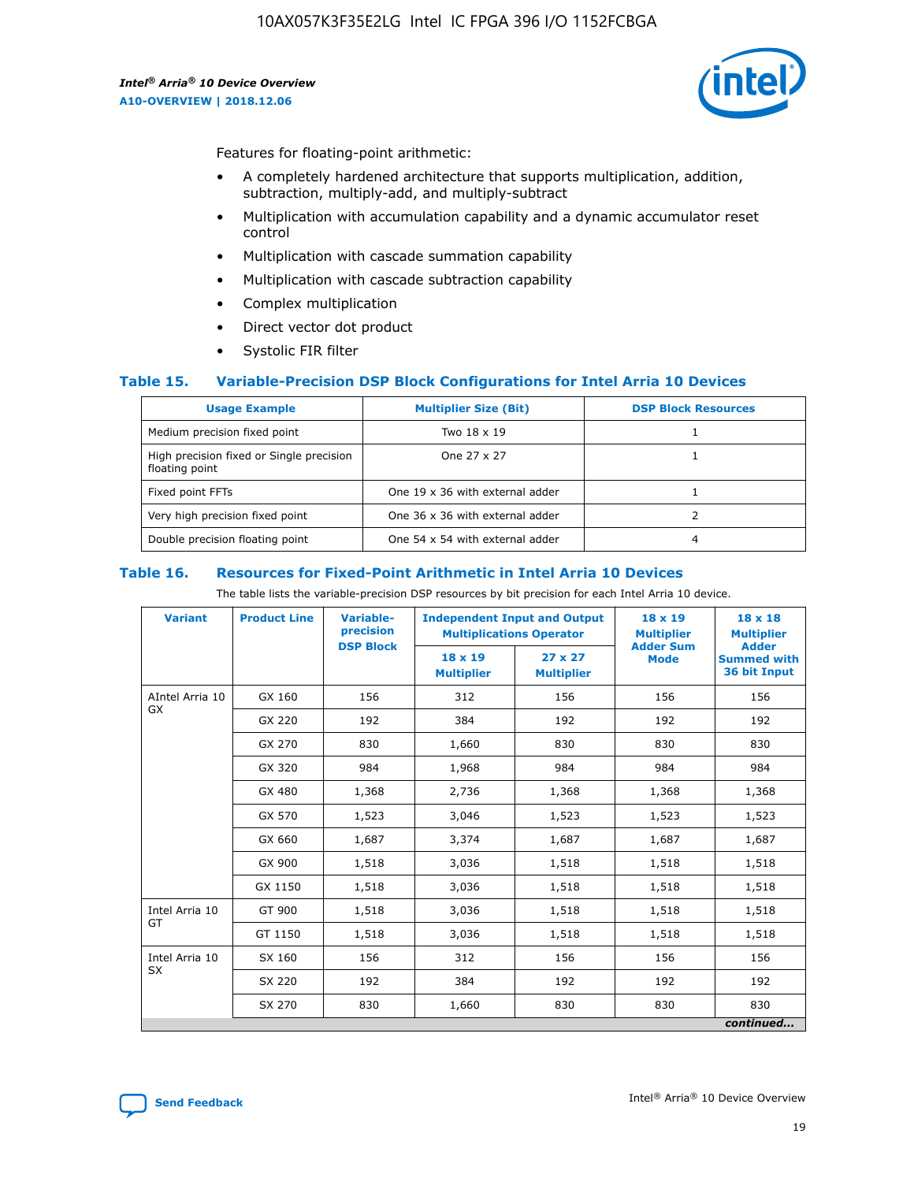Features for floating-point arithmetic:

- A completely hardened architecture that supports multiplication, addition, subtraction, multiply-add, and multiply-subtract
- Multiplication with accumulation capability and a dynamic accumulator reset control
- Multiplication with cascade summation capability
- Multiplication with cascade subtraction capability
- Complex multiplication
- Direct vector dot product
- Systolic FIR filter

### Table 15. Variable-Precision DSP Block Configurations for Intel Arria 10 Devices

| Usage Example | Multiplier Size (Bit) | DSP Block Resources |
|---|---|---|
| Medium precision fixed point | Two 18 x 19 | 1 |
| High precision fixed or Single precision floating point | One 27 x 27 | 1 |
| Fixed point FFTs | One 19 x 36 with external adder | 1 |
| Very high precision fixed point | One 36 x 36 with external adder | 2 |
| Double precision floating point | One 54 x 54 with external adder | 4 |

### Table 16. Resources for Fixed-Point Arithmetic in Intel Arria 10 Devices

The table lists the variable-precision DSP resources by bit precision for each Intel Arria 10 device.

| Variant | Product Line | Variable-precision DSP Block | Independent Input and Output Multiplications Operator | | 18 x 19 Multiplier Adder Sum Mode | 18 x 18 Multiplier Adder Summed with 36 bit Input |
|---|---|---|---|---|---|---|
| | | | 18 x 19 Multiplier | 27 x 27 Multiplier | | |
| AIntel Arria 10 GX | GX 160 | 156 | 312 | 156 | 156 | 156 |
| | GX 220 | 192 | 384 | 192 | 192 | 192 |
| | GX 270 | 830 | 1,660 | 830 | 830 | 830 |
| | GX 320 | 984 | 1,968 | 984 | 984 | 984 |
| | GX 480 | 1,368 | 2,736 | 1,368 | 1,368 | 1,368 |
| | GX 570 | 1,523 | 3,046 | 1,523 | 1,523 | 1,523 |
| | GX 660 | 1,687 | 3,374 | 1,687 | 1,687 | 1,687 |
| | GX 900 | 1,518 | 3,036 | 1,518 | 1,518 | 1,518 |
| | GX 1150 | 1,518 | 3,036 | 1,518 | 1,518 | 1,518 |
| Intel Arria 10 GT | GT 900 | 1,518 | 3,036 | 1,518 | 1,518 | 1,518 |
| | GT 1150 | 1,518 | 3,036 | 1,518 | 1,518 | 1,518 |
| Intel Arria 10 SX | SX 160 | 156 | 312 | 156 | 156 | 156 |
| | SX 220 | 192 | 384 | 192 | 192 | 192 |
| | SX 270 | 830 | 1,660 | 830 | 830 | 830 |

*continued...*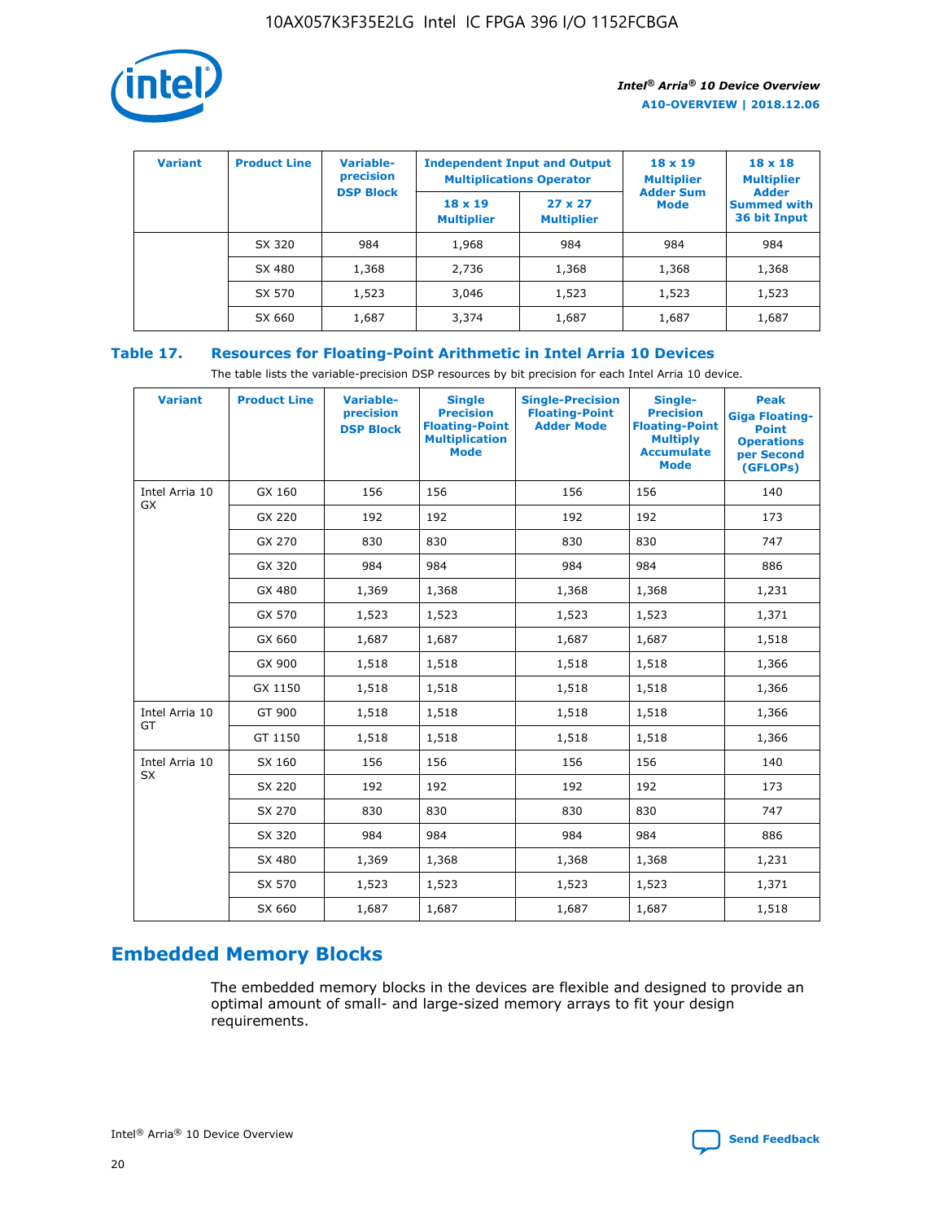| Variant | Product Line | Variable-precision DSP Block | Independent Input and Output Multiplications Operator | | 18 x 19 Multiplier Adder Sum Mode | 18 x 18 Multiplier Adder Summed with 36 bit Input |
|---|---|---|---|---|---|---|
| | | | 18 x 19 Multiplier | 27 x 27 Multiplier | | |
| | SX 320 | 984 | 1,968 | 984 | 984 | 984 |
| | SX 480 | 1,368 | 2,736 | 1,368 | 1,368 | 1,368 |
| | SX 570 | 1,523 | 3,046 | 1,523 | 1,523 | 1,523 |
| | SX 660 | 1,687 | 3,374 | 1,687 | 1,687 | 1,687 |

**Table 17. Resources for Floating-Point Arithmetic in Intel Arria 10 Devices**

The table lists the variable-precision DSP resources by bit precision for each Intel Arria 10 device.

| Variant | Product Line | Variable-precision DSP Block | Single Precision Floating-Point Multiplication Mode | Single-Precision Floating-Point Adder Mode | Single-Precision Floating-Point Multiply Accumulate Mode | Peak Giga Floating-Point Operations per Second (GFLOPs) |
|---|---|---|---|---|---|---|
| Intel Arria 10 GX | GX 160 | 156 | 156 | 156 | 156 | 140 |
| | GX 220 | 192 | 192 | 192 | 192 | 173 |
| | GX 270 | 830 | 830 | 830 | 830 | 747 |
| | GX 320 | 984 | 984 | 984 | 984 | 886 |
| | GX 480 | 1,369 | 1,368 | 1,368 | 1,368 | 1,231 |
| | GX 570 | 1,523 | 1,523 | 1,523 | 1,523 | 1,371 |
| | GX 660 | 1,687 | 1,687 | 1,687 | 1,687 | 1,518 |
| | GX 900 | 1,518 | 1,518 | 1,518 | 1,518 | 1,366 |
| | GX 1150 | 1,518 | 1,518 | 1,518 | 1,518 | 1,366 |
| Intel Arria 10 GT | GT 900 | 1,518 | 1,518 | 1,518 | 1,518 | 1,366 |
| | GT 1150 | 1,518 | 1,518 | 1,518 | 1,518 | 1,366 |
| Intel Arria 10 SX | SX 160 | 156 | 156 | 156 | 156 | 140 |
| | SX 220 | 192 | 192 | 192 | 192 | 173 |
| | SX 270 | 830 | 830 | 830 | 830 | 747 |
| | SX 320 | 984 | 984 | 984 | 984 | 886 |
| | SX 480 | 1,369 | 1,368 | 1,368 | 1,368 | 1,231 |
| | SX 570 | 1,523 | 1,523 | 1,523 | 1,523 | 1,371 |
| | SX 660 | 1,687 | 1,687 | 1,687 | 1,687 | 1,518 |

## Embedded Memory Blocks

The embedded memory blocks in the devices are flexible and designed to provide an optimal amount of small- and large-sized memory arrays to fit your design requirements.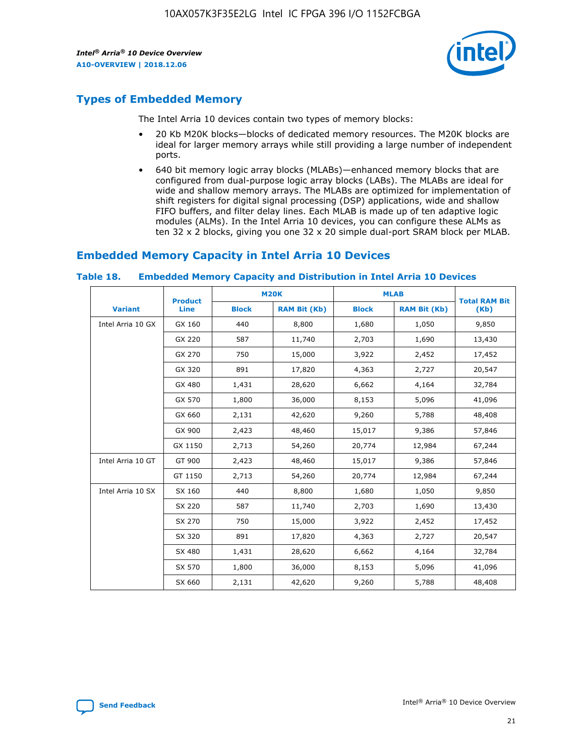## Types of Embedded Memory

The Intel Arria 10 devices contain two types of memory blocks:

- 20 Kb M20K blocks—blocks of dedicated memory resources. The M20K blocks are ideal for larger memory arrays while still providing a large number of independent ports.
- 640 bit memory logic array blocks (MLABs)—enhanced memory blocks that are configured from dual-purpose logic array blocks (LABs). The MLABs are ideal for wide and shallow memory arrays. The MLABs are optimized for implementation of shift registers for digital signal processing (DSP) applications, wide and shallow FIFO buffers, and filter delay lines. Each MLAB is made up of ten adaptive logic modules (ALMs). In the Intel Arria 10 devices, you can configure these ALMs as ten 32 x 2 blocks, giving you one 32 x 20 simple dual-port SRAM block per MLAB.

## Embedded Memory Capacity in Intel Arria 10 Devices

**Table 18. Embedded Memory Capacity and Distribution in Intel Arria 10 Devices**

| Variant | Product Line | M20K | | MLAB | | Total RAM Bit (Kb) |
|---|---|---|---|---|---|---|
| | | Block | RAM Bit (Kb) | Block | RAM Bit (Kb) | |
| Intel Arria 10 GX | GX 160 | 440 | 8,800 | 1,680 | 1,050 | 9,850 |
| | GX 220 | 587 | 11,740 | 2,703 | 1,690 | 13,430 |
| | GX 270 | 750 | 15,000 | 3,922 | 2,452 | 17,452 |
| | GX 320 | 891 | 17,820 | 4,363 | 2,727 | 20,547 |
| | GX 480 | 1,431 | 28,620 | 6,662 | 4,164 | 32,784 |
| | GX 570 | 1,800 | 36,000 | 8,153 | 5,096 | 41,096 |
| | GX 660 | 2,131 | 42,620 | 9,260 | 5,788 | 48,408 |
| | GX 900 | 2,423 | 48,460 | 15,017 | 9,386 | 57,846 |
| | GX 1150 | 2,713 | 54,260 | 20,774 | 12,984 | 67,244 |
| Intel Arria 10 GT | GT 900 | 2,423 | 48,460 | 15,017 | 9,386 | 57,846 |
| | GT 1150 | 2,713 | 54,260 | 20,774 | 12,984 | 67,244 |
| Intel Arria 10 SX | SX 160 | 440 | 8,800 | 1,680 | 1,050 | 9,850 |
| | SX 220 | 587 | 11,740 | 2,703 | 1,690 | 13,430 |
| | SX 270 | 750 | 15,000 | 3,922 | 2,452 | 17,452 |
| | SX 320 | 891 | 17,820 | 4,363 | 2,727 | 20,547 |
| | SX 480 | 1,431 | 28,620 | 6,662 | 4,164 | 32,784 |
| | SX 570 | 1,800 | 36,000 | 8,153 | 5,096 | 41,096 |
| | SX 660 | 2,131 | 42,620 | 9,260 | 5,788 | 48,408 |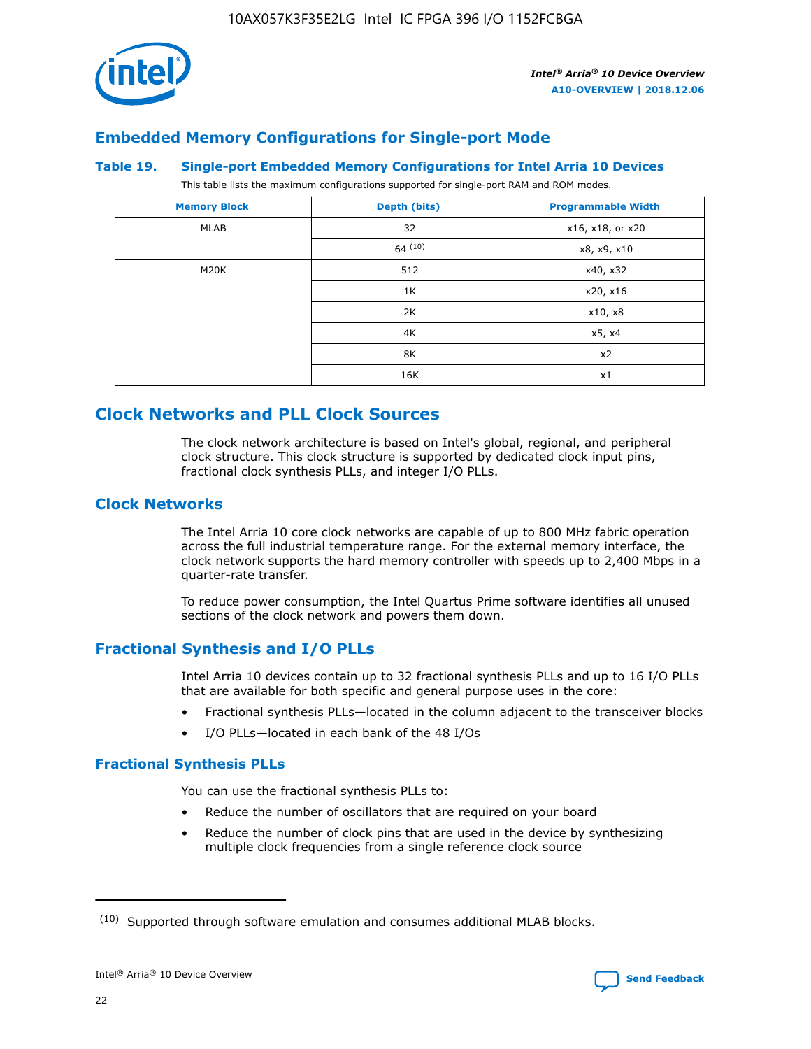## Embedded Memory Configurations for Single-port Mode

**Table 19. Single-port Embedded Memory Configurations for Intel Arria 10 Devices**

This table lists the maximum configurations supported for single-port RAM and ROM modes.

| Memory Block | Depth (bits) | Programmable Width |
|---|---|---|
| MLAB | 32 | x16, x18, or x20 |
| | 64 (10) | x8, x9, x10 |
| M20K | 512 | x40, x32 |
| | 1K | x20, x16 |
| | 2K | x10, x8 |
| | 4K | x5, x4 |
| | 8K | x2 |
| | 16K | x1 |

# Clock Networks and PLL Clock Sources

The clock network architecture is based on Intel's global, regional, and peripheral clock structure. This clock structure is supported by dedicated clock input pins, fractional clock synthesis PLLs, and integer I/O PLLs.

## Clock Networks

The Intel Arria 10 core clock networks are capable of up to 800 MHz fabric operation across the full industrial temperature range. For the external memory interface, the clock network supports the hard memory controller with speeds up to 2,400 Mbps in a quarter-rate transfer.

To reduce power consumption, the Intel Quartus Prime software identifies all unused sections of the clock network and powers them down.

## Fractional Synthesis and I/O PLLs

Intel Arria 10 devices contain up to 32 fractional synthesis PLLs and up to 16 I/O PLLs that are available for both specific and general purpose uses in the core:

- Fractional synthesis PLLs—located in the column adjacent to the transceiver blocks
- I/O PLLs—located in each bank of the 48 I/Os

### Fractional Synthesis PLLs

You can use the fractional synthesis PLLs to:

- Reduce the number of oscillators that are required on your board
- Reduce the number of clock pins that are used in the device by synthesizing multiple clock frequencies from a single reference clock source

(10) Supported through software emulation and consumes additional MLAB blocks.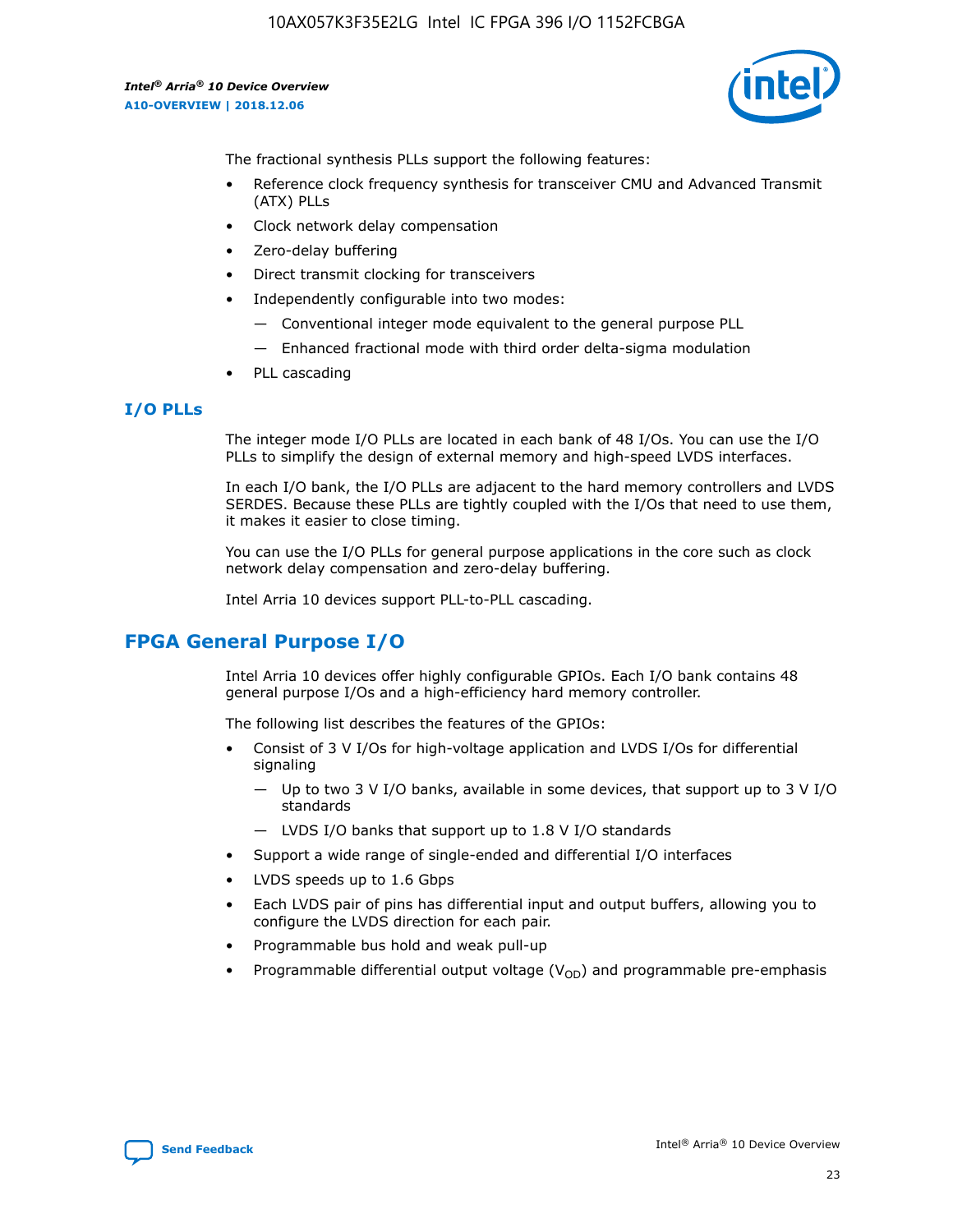The fractional synthesis PLLs support the following features:

- Reference clock frequency synthesis for transceiver CMU and Advanced Transmit (ATX) PLLs
- Clock network delay compensation
- Zero-delay buffering
- Direct transmit clocking for transceivers
- Independently configurable into two modes:
  - — Conventional integer mode equivalent to the general purpose PLL
  - — Enhanced fractional mode with third order delta-sigma modulation
- PLL cascading

### I/O PLLs

The integer mode I/O PLLs are located in each bank of 48 I/Os. You can use the I/O PLLs to simplify the design of external memory and high-speed LVDS interfaces.

In each I/O bank, the I/O PLLs are adjacent to the hard memory controllers and LVDS SERDES. Because these PLLs are tightly coupled with the I/Os that need to use them, it makes it easier to close timing.

You can use the I/O PLLs for general purpose applications in the core such as clock network delay compensation and zero-delay buffering.

Intel Arria 10 devices support PLL-to-PLL cascading.

## FPGA General Purpose I/O

Intel Arria 10 devices offer highly configurable GPIOs. Each I/O bank contains 48 general purpose I/Os and a high-efficiency hard memory controller.

The following list describes the features of the GPIOs:

- Consist of 3 V I/Os for high-voltage application and LVDS I/Os for differential signaling
  - — Up to two 3 V I/O banks, available in some devices, that support up to 3 V I/O standards
  - — LVDS I/O banks that support up to 1.8 V I/O standards
- Support a wide range of single-ended and differential I/O interfaces
- LVDS speeds up to 1.6 Gbps
- Each LVDS pair of pins has differential input and output buffers, allowing you to configure the LVDS direction for each pair.
- Programmable bus hold and weak pull-up
- Programmable differential output voltage ($V_{OD}$) and programmable pre-emphasis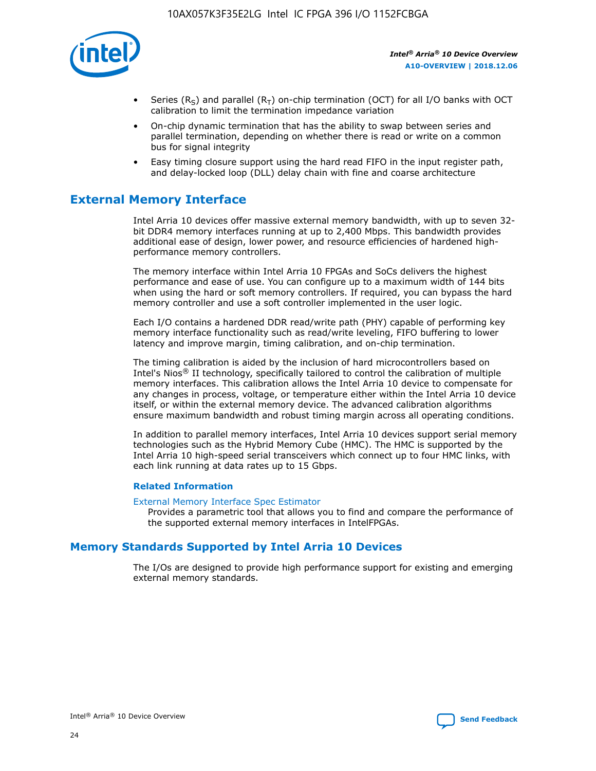- Series ($R_S$) and parallel ($R_T$) on-chip termination (OCT) for all I/O banks with OCT calibration to limit the termination impedance variation
- On-chip dynamic termination that has the ability to swap between series and parallel termination, depending on whether there is read or write on a common bus for signal integrity
- Easy timing closure support using the hard read FIFO in the input register path, and delay-locked loop (DLL) delay chain with fine and coarse architecture

## External Memory Interface

Intel Arria 10 devices offer massive external memory bandwidth, with up to seven 32-bit DDR4 memory interfaces running at up to 2,400 Mbps. This bandwidth provides additional ease of design, lower power, and resource efficiencies of hardened high-performance memory controllers.

The memory interface within Intel Arria 10 FPGAs and SoCs delivers the highest performance and ease of use. You can configure up to a maximum width of 144 bits when using the hard or soft memory controllers. If required, you can bypass the hard memory controller and use a soft controller implemented in the user logic.

Each I/O contains a hardened DDR read/write path (PHY) capable of performing key memory interface functionality such as read/write leveling, FIFO buffering to lower latency and improve margin, timing calibration, and on-chip termination.

The timing calibration is aided by the inclusion of hard microcontrollers based on Intel's Nios® II technology, specifically tailored to control the calibration of multiple memory interfaces. This calibration allows the Intel Arria 10 device to compensate for any changes in process, voltage, or temperature either within the Intel Arria 10 device itself, or within the external memory device. The advanced calibration algorithms ensure maximum bandwidth and robust timing margin across all operating conditions.

In addition to parallel memory interfaces, Intel Arria 10 devices support serial memory technologies such as the Hybrid Memory Cube (HMC). The HMC is supported by the Intel Arria 10 high-speed serial transceivers which connect up to four HMC links, with each link running at data rates up to 15 Gbps.

#### Related Information

External Memory Interface Spec Estimator
Provides a parametric tool that allows you to find and compare the performance of the supported external memory interfaces in IntelFPGAs.

## Memory Standards Supported by Intel Arria 10 Devices

The I/Os are designed to provide high performance support for existing and emerging external memory standards.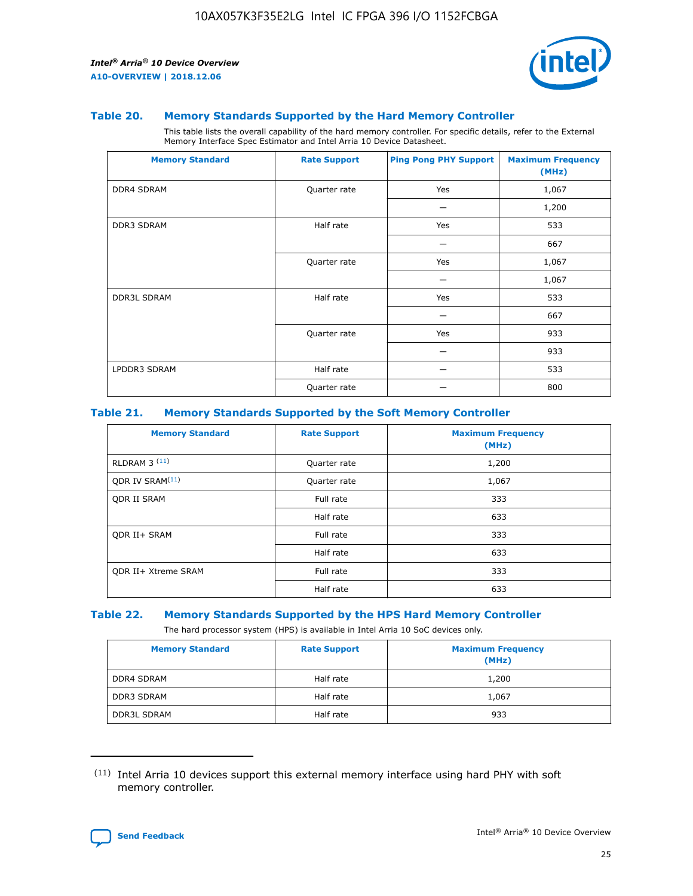### Table 20. Memory Standards Supported by the Hard Memory Controller

This table lists the overall capability of the hard memory controller. For specific details, refer to the External Memory Interface Spec Estimator and Intel Arria 10 Device Datasheet.

| Memory Standard | Rate Support | Ping Pong PHY Support | Maximum Frequency (MHz) |
|---|---|---|---|
| DDR4 SDRAM | Quarter rate | Yes | 1,067 |
| | | — | 1,200 |
| DDR3 SDRAM | Half rate | Yes | 533 |
| | | — | 667 |
| | Quarter rate | Yes | 1,067 |
| | | — | 1,067 |
| DDR3L SDRAM | Half rate | Yes | 533 |
| | | — | 667 |
| | Quarter rate | Yes | 933 |
| | | — | 933 |
| LPDDR3 SDRAM | Half rate | — | 533 |
| | Quarter rate | — | 800 |

### Table 21. Memory Standards Supported by the Soft Memory Controller

| Memory Standard | Rate Support | Maximum Frequency (MHz) |
|---|---|---|
| RLDRAM 3 [(11)] | Quarter rate | 1,200 |
| QDR IV SRAM[(11)] | Quarter rate | 1,067 |
| QDR II SRAM | Full rate | 333 |
| | Half rate | 633 |
| QDR II+ SRAM | Full rate | 333 |
| | Half rate | 633 |
| QDR II+ Xtreme SRAM | Full rate | 333 |
| | Half rate | 633 |

### Table 22. Memory Standards Supported by the HPS Hard Memory Controller

The hard processor system (HPS) is available in Intel Arria 10 SoC devices only.

| Memory Standard | Rate Support | Maximum Frequency (MHz) |
|---|---|---|
| DDR4 SDRAM | Half rate | 1,200 |
| DDR3 SDRAM | Half rate | 1,067 |
| DDR3L SDRAM | Half rate | 933 |

(11) Intel Arria 10 devices support this external memory interface using hard PHY with soft memory controller.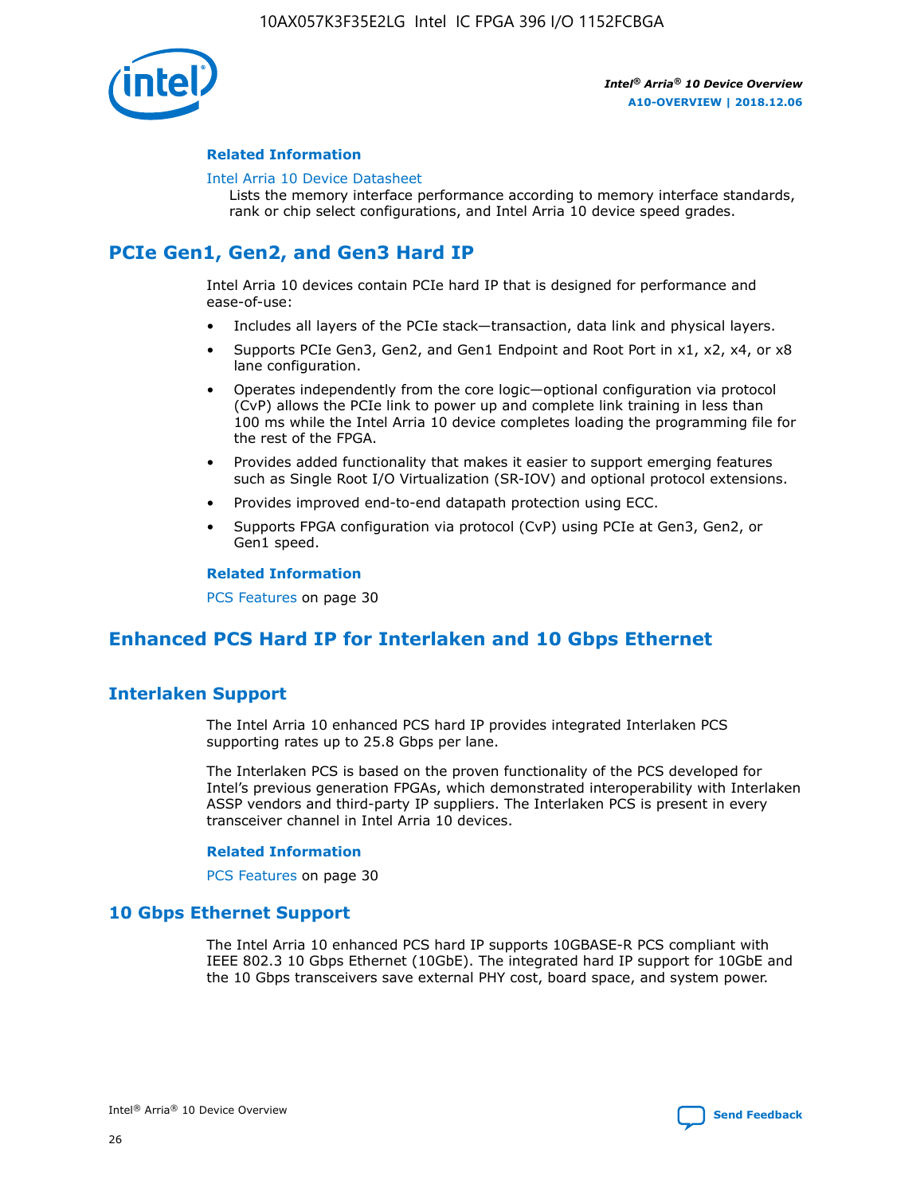#### Related Information

Intel Arria 10 Device Datasheet

Lists the memory interface performance according to memory interface standards, rank or chip select configurations, and Intel Arria 10 device speed grades.

## PCIe Gen1, Gen2, and Gen3 Hard IP

Intel Arria 10 devices contain PCIe hard IP that is designed for performance and ease-of-use:

- Includes all layers of the PCIe stack—transaction, data link and physical layers.
- Supports PCIe Gen3, Gen2, and Gen1 Endpoint and Root Port in x1, x2, x4, or x8 lane configuration.
- Operates independently from the core logic—optional configuration via protocol (CvP) allows the PCIe link to power up and complete link training in less than 100 ms while the Intel Arria 10 device completes loading the programming file for the rest of the FPGA.
- Provides added functionality that makes it easier to support emerging features such as Single Root I/O Virtualization (SR-IOV) and optional protocol extensions.
- Provides improved end-to-end datapath protection using ECC.
- Supports FPGA configuration via protocol (CvP) using PCIe at Gen3, Gen2, or Gen1 speed.

#### Related Information

PCS Features on page 30

## Enhanced PCS Hard IP for Interlaken and 10 Gbps Ethernet

### Interlaken Support

The Intel Arria 10 enhanced PCS hard IP provides integrated Interlaken PCS supporting rates up to 25.8 Gbps per lane.

The Interlaken PCS is based on the proven functionality of the PCS developed for Intel's previous generation FPGAs, which demonstrated interoperability with Interlaken ASSP vendors and third-party IP suppliers. The Interlaken PCS is present in every transceiver channel in Intel Arria 10 devices.

#### Related Information

PCS Features on page 30

### 10 Gbps Ethernet Support

The Intel Arria 10 enhanced PCS hard IP supports 10GBASE-R PCS compliant with IEEE 802.3 10 Gbps Ethernet (10GbE). The integrated hard IP support for 10GbE and the 10 Gbps transceivers save external PHY cost, board space, and system power.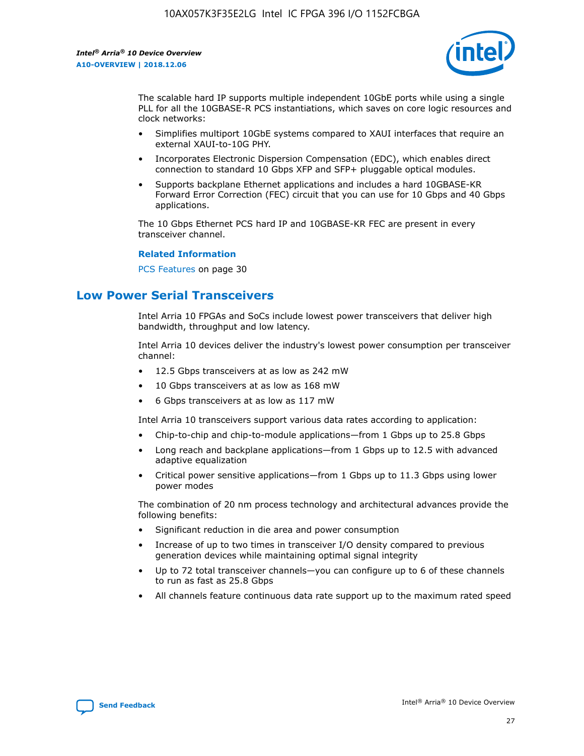The scalable hard IP supports multiple independent 10GbE ports while using a single PLL for all the 10GBASE-R PCS instantiations, which saves on core logic resources and clock networks:

- Simplifies multiport 10GbE systems compared to XAUI interfaces that require an external XAUI-to-10G PHY.
- Incorporates Electronic Dispersion Compensation (EDC), which enables direct connection to standard 10 Gbps XFP and SFP+ pluggable optical modules.
- Supports backplane Ethernet applications and includes a hard 10GBASE-KR Forward Error Correction (FEC) circuit that you can use for 10 Gbps and 40 Gbps applications.

The 10 Gbps Ethernet PCS hard IP and 10GBASE-KR FEC are present in every transceiver channel.

**Related Information**

PCS Features on page 30

## Low Power Serial Transceivers

Intel Arria 10 FPGAs and SoCs include lowest power transceivers that deliver high bandwidth, throughput and low latency.

Intel Arria 10 devices deliver the industry's lowest power consumption per transceiver channel:

- 12.5 Gbps transceivers at as low as 242 mW
- 10 Gbps transceivers at as low as 168 mW
- 6 Gbps transceivers at as low as 117 mW

Intel Arria 10 transceivers support various data rates according to application:

- Chip-to-chip and chip-to-module applications—from 1 Gbps up to 25.8 Gbps
- Long reach and backplane applications—from 1 Gbps up to 12.5 with advanced adaptive equalization
- Critical power sensitive applications—from 1 Gbps up to 11.3 Gbps using lower power modes

The combination of 20 nm process technology and architectural advances provide the following benefits:

- Significant reduction in die area and power consumption
- Increase of up to two times in transceiver I/O density compared to previous generation devices while maintaining optimal signal integrity
- Up to 72 total transceiver channels—you can configure up to 6 of these channels to run as fast as 25.8 Gbps
- All channels feature continuous data rate support up to the maximum rated speed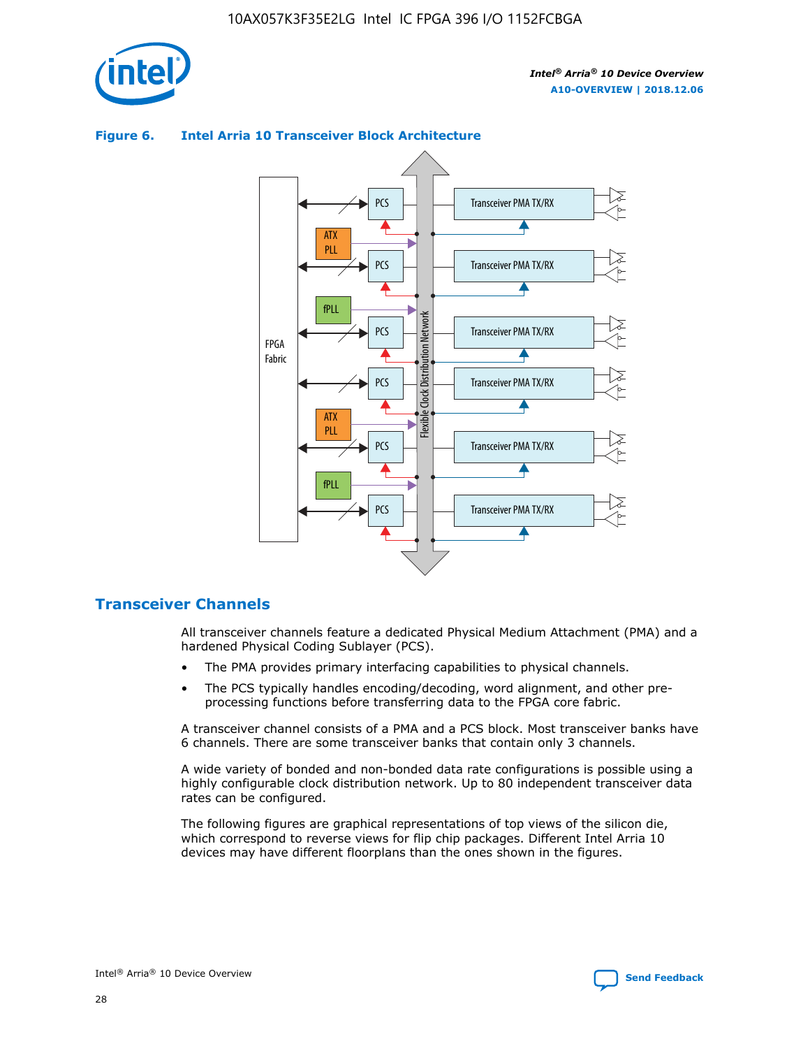**Figure 6. Intel Arria 10 Transceiver Block Architecture**

## Transceiver Channels

All transceiver channels feature a dedicated Physical Medium Attachment (PMA) and a hardened Physical Coding Sublayer (PCS).

- The PMA provides primary interfacing capabilities to physical channels.
- The PCS typically handles encoding/decoding, word alignment, and other pre-processing functions before transferring data to the FPGA core fabric.

A transceiver channel consists of a PMA and a PCS block. Most transceiver banks have 6 channels. There are some transceiver banks that contain only 3 channels.

A wide variety of bonded and non-bonded data rate configurations is possible using a highly configurable clock distribution network. Up to 80 independent transceiver data rates can be configured.

The following figures are graphical representations of top views of the silicon die, which correspond to reverse views for flip chip packages. Different Intel Arria 10 devices may have different floorplans than the ones shown in the figures.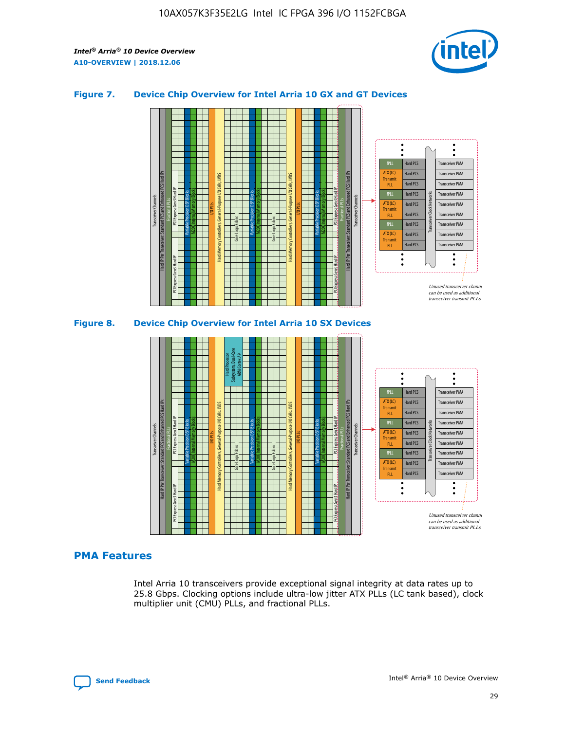### Figure 7. Device Chip Overview for Intel Arria 10 GX and GT Devices

### Figure 8. Device Chip Overview for Intel Arria 10 SX Devices

## PMA Features

Intel Arria 10 transceivers provide exceptional signal integrity at data rates up to 25.8 Gbps. Clocking options include ultra-low jitter ATX PLLs (LC tank based), clock multiplier unit (CMU) PLLs, and fractional PLLs.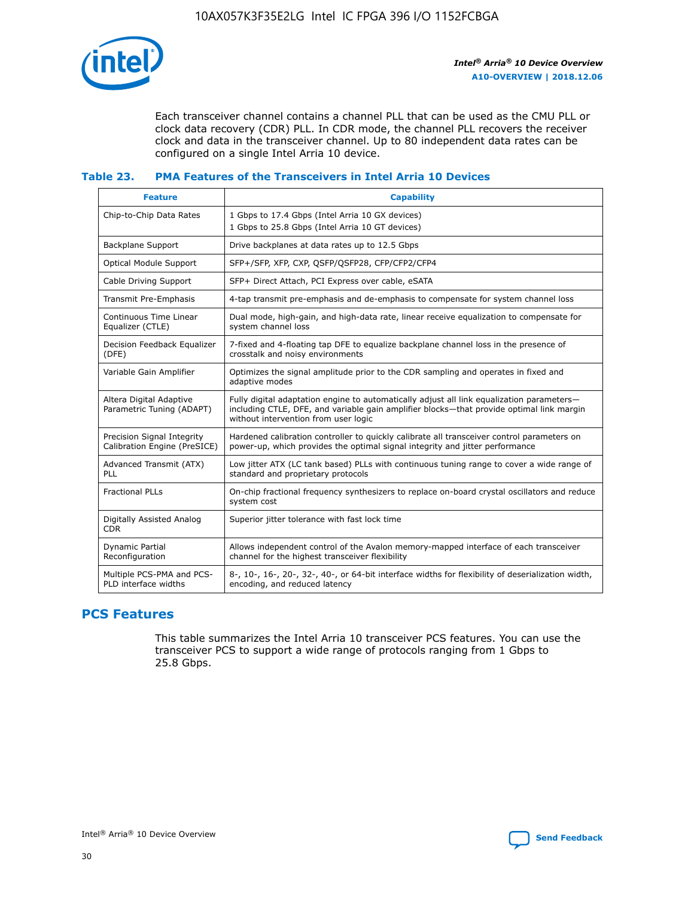Each transceiver channel contains a channel PLL that can be used as the CMU PLL or clock data recovery (CDR) PLL. In CDR mode, the channel PLL recovers the receiver clock and data in the transceiver channel. Up to 80 independent data rates can be configured on a single Intel Arria 10 device.

### Table 23. PMA Features of the Transceivers in Intel Arria 10 Devices

| Feature | Capability |
| --- | --- |
| Chip-to-Chip Data Rates | 1 Gbps to 17.4 Gbps (Intel Arria 10 GX devices)<br>1 Gbps to 25.8 Gbps (Intel Arria 10 GT devices) |
| Backplane Support | Drive backplanes at data rates up to 12.5 Gbps |
| Optical Module Support | SFP+/SFP, XFP, CXP, QSFP/QSFP28, CFP/CFP2/CFP4 |
| Cable Driving Support | SFP+ Direct Attach, PCI Express over cable, eSATA |
| Transmit Pre-Emphasis | 4-tap transmit pre-emphasis and de-emphasis to compensate for system channel loss |
| Continuous Time Linear Equalizer (CTLE) | Dual mode, high-gain, and high-data rate, linear receive equalization to compensate for system channel loss |
| Decision Feedback Equalizer (DFE) | 7-fixed and 4-floating tap DFE to equalize backplane channel loss in the presence of crosstalk and noisy environments |
| Variable Gain Amplifier | Optimizes the signal amplitude prior to the CDR sampling and operates in fixed and adaptive modes |
| Altera Digital Adaptive Parametric Tuning (ADAPT) | Fully digital adaptation engine to automatically adjust all link equalization parameters—including CTLE, DFE, and variable gain amplifier blocks—that provide optimal link margin without intervention from user logic |
| Precision Signal Integrity Calibration Engine (PreSICE) | Hardened calibration controller to quickly calibrate all transceiver control parameters on power-up, which provides the optimal signal integrity and jitter performance |
| Advanced Transmit (ATX) PLL | Low jitter ATX (LC tank based) PLLs with continuous tuning range to cover a wide range of standard and proprietary protocols |
| Fractional PLLs | On-chip fractional frequency synthesizers to replace on-board crystal oscillators and reduce system cost |
| Digitally Assisted Analog CDR | Superior jitter tolerance with fast lock time |
| Dynamic Partial Reconfiguration | Allows independent control of the Avalon memory-mapped interface of each transceiver channel for the highest transceiver flexibility |
| Multiple PCS-PMA and PCS-PLD interface widths | 8-, 10-, 16-, 20-, 32-, 40-, or 64-bit interface widths for flexibility of deserialization width, encoding, and reduced latency |

## PCS Features

This table summarizes the Intel Arria 10 transceiver PCS features. You can use the transceiver PCS to support a wide range of protocols ranging from 1 Gbps to 25.8 Gbps.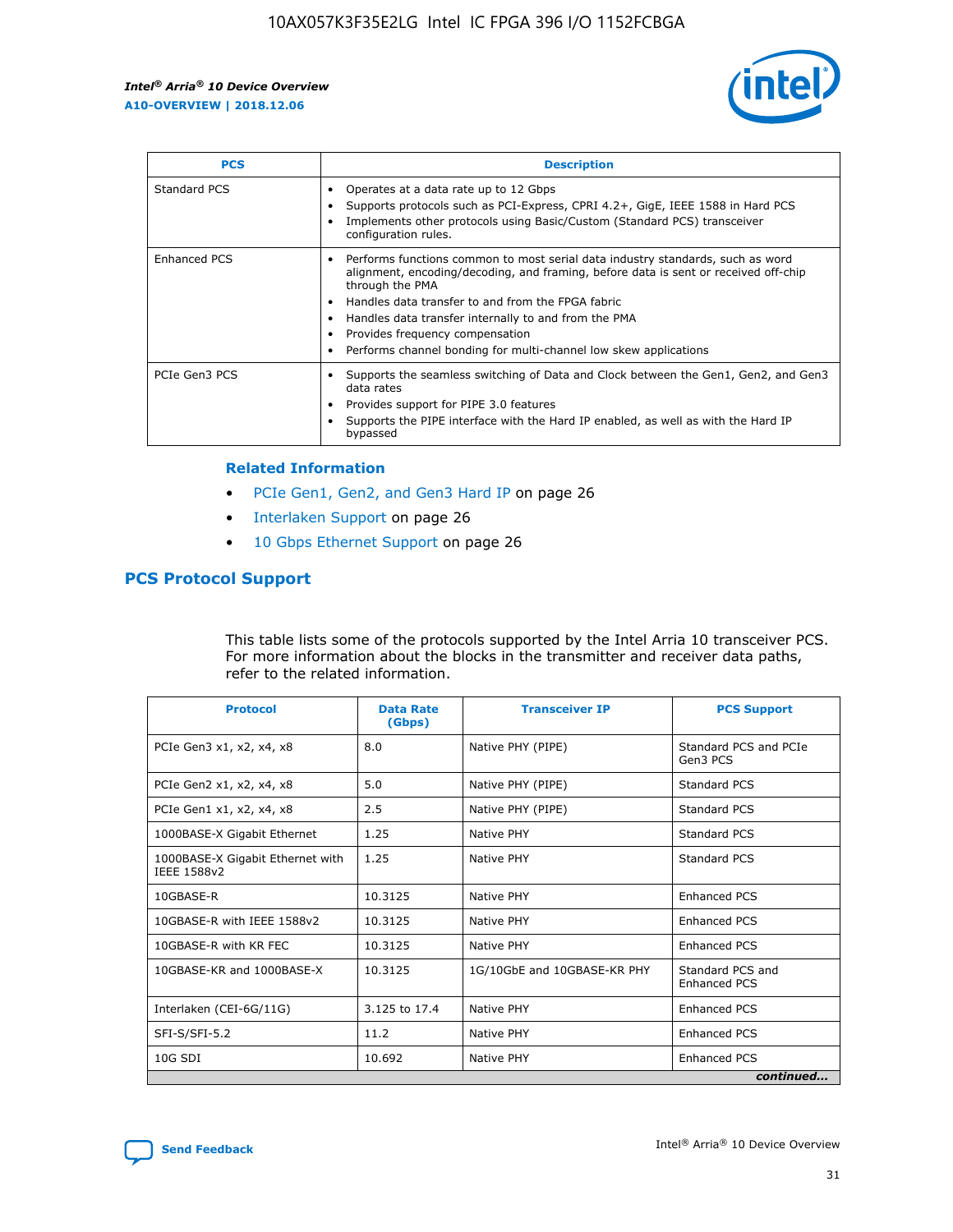| PCS | Description |
| --- | --- |
| Standard PCS | • Operates at a data rate up to 12 Gbps<br>• Supports protocols such as PCI-Express, CPRI 4.2+, GigE, IEEE 1588 in Hard PCS<br>• Implements other protocols using Basic/Custom (Standard PCS) transceiver configuration rules. |
| Enhanced PCS | • Performs functions common to most serial data industry standards, such as word alignment, encoding/decoding, and framing, before data is sent or received off-chip through the PMA<br>• Handles data transfer to and from the FPGA fabric<br>• Handles data transfer internally to and from the PMA<br>• Provides frequency compensation<br>• Performs channel bonding for multi-channel low skew applications |
| PCIe Gen3 PCS | • Supports the seamless switching of Data and Clock between the Gen1, Gen2, and Gen3 data rates<br>• Provides support for PIPE 3.0 features<br>• Supports the PIPE interface with the Hard IP enabled, as well as with the Hard IP bypassed |

**Related Information**

- PCIe Gen1, Gen2, and Gen3 Hard IP on page 26
- Interlaken Support on page 26
- 10 Gbps Ethernet Support on page 26

## PCS Protocol Support

This table lists some of the protocols supported by the Intel Arria 10 transceiver PCS. For more information about the blocks in the transmitter and receiver data paths, refer to the related information.

| Protocol | Data Rate (Gbps) | Transceiver IP | PCS Support |
| --- | --- | --- | --- |
| PCIe Gen3 x1, x2, x4, x8 | 8.0 | Native PHY (PIPE) | Standard PCS and PCIe Gen3 PCS |
| PCIe Gen2 x1, x2, x4, x8 | 5.0 | Native PHY (PIPE) | Standard PCS |
| PCIe Gen1 x1, x2, x4, x8 | 2.5 | Native PHY (PIPE) | Standard PCS |
| 1000BASE-X Gigabit Ethernet | 1.25 | Native PHY | Standard PCS |
| 1000BASE-X Gigabit Ethernet with IEEE 1588v2 | 1.25 | Native PHY | Standard PCS |
| 10GBASE-R | 10.3125 | Native PHY | Enhanced PCS |
| 10GBASE-R with IEEE 1588v2 | 10.3125 | Native PHY | Enhanced PCS |
| 10GBASE-R with KR FEC | 10.3125 | Native PHY | Enhanced PCS |
| 10GBASE-KR and 1000BASE-X | 10.3125 | 1G/10GbE and 10GBASE-KR PHY | Standard PCS and Enhanced PCS |
| Interlaken (CEI-6G/11G) | 3.125 to 17.4 | Native PHY | Enhanced PCS |
| SFI-S/SFI-5.2 | 11.2 | Native PHY | Enhanced PCS |
| 10G SDI | 10.692 | Native PHY | Enhanced PCS |

*continued...*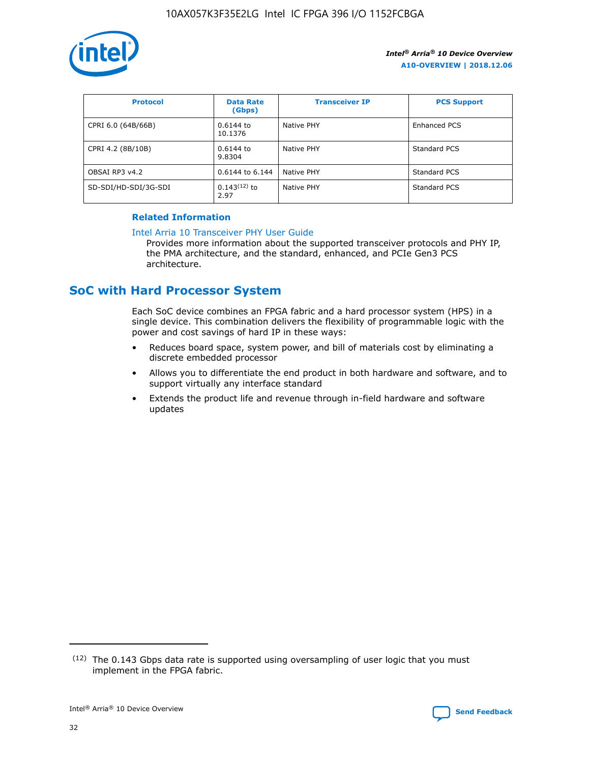| Protocol | Data Rate (Gbps) | Transceiver IP | PCS Support |
| --- | --- | --- | --- |
| CPRI 6.0 (64B/66B) | 0.6144 to 10.1376 | Native PHY | Enhanced PCS |
| CPRI 4.2 (8B/10B) | 0.6144 to 9.8304 | Native PHY | Standard PCS |
| OBSAI RP3 v4.2 | 0.6144 to 6.144 | Native PHY | Standard PCS |
| SD-SDI/HD-SDI/3G-SDI | 0.143[12] to 2.97 | Native PHY | Standard PCS |

**Related Information**

Intel Arria 10 Transceiver PHY User Guide

Provides more information about the supported transceiver protocols and PHY IP, the PMA architecture, and the standard, enhanced, and PCIe Gen3 PCS architecture.

## SoC with Hard Processor System

Each SoC device combines an FPGA fabric and a hard processor system (HPS) in a single device. This combination delivers the flexibility of programmable logic with the power and cost savings of hard IP in these ways:

- Reduces board space, system power, and bill of materials cost by eliminating a discrete embedded processor
- Allows you to differentiate the end product in both hardware and software, and to support virtually any interface standard
- Extends the product life and revenue through in-field hardware and software updates

(12) The 0.143 Gbps data rate is supported using oversampling of user logic that you must implement in the FPGA fabric.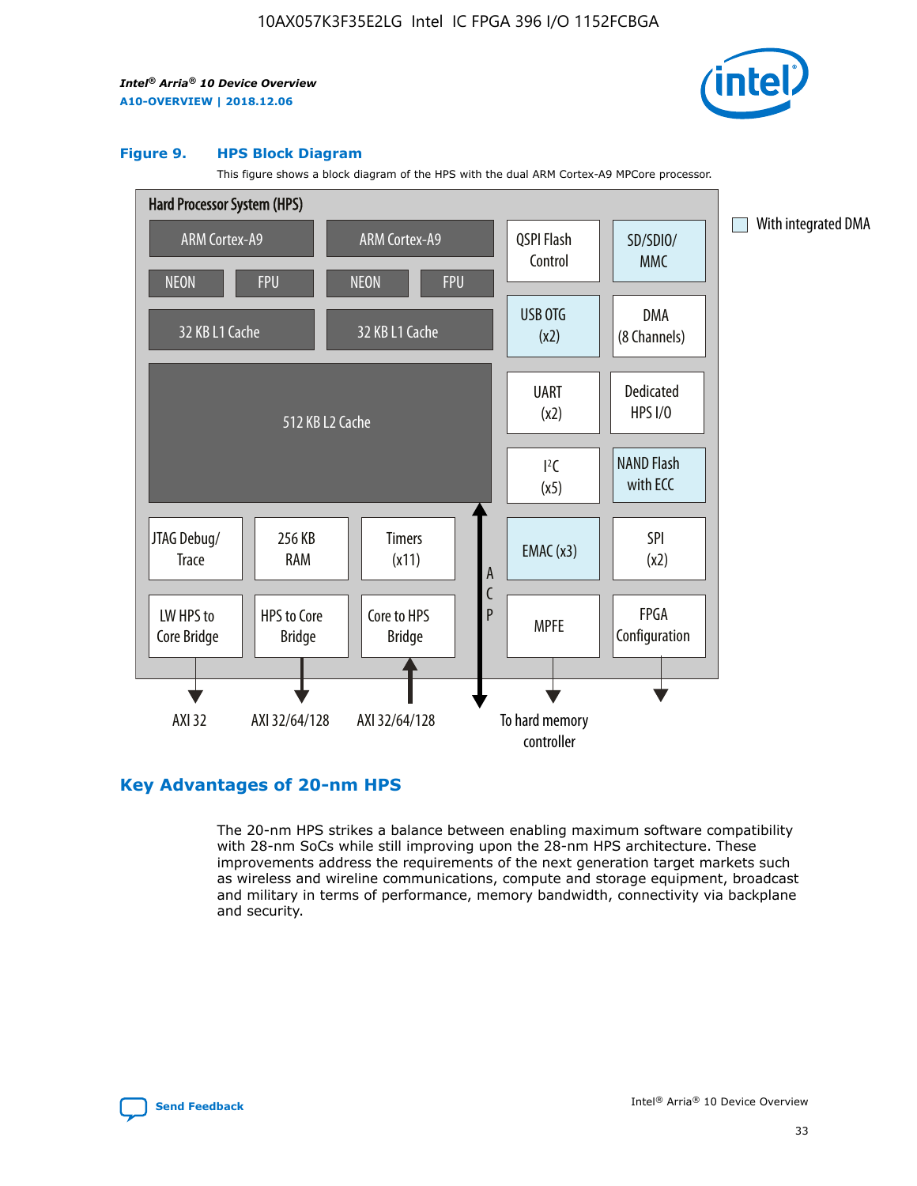**Figure 9. HPS Block Diagram**

This figure shows a block diagram of the HPS with the dual ARM Cortex-A9 MPCore processor.

Hard Processor System (HPS)

- ARM Cortex-A9 (NEON, FPU, 32 KB L1 Cache)
- ARM Cortex-A9 (NEON, FPU, 32 KB L1 Cache)
- 512 KB L2 Cache
- QSPI Flash Control
- SD/SDIO/MMC
- USB OTG (x2)
- DMA (8 Channels)
- UART (x2)
- Dedicated HPS I/O
- I²C (x5)
- NAND Flash with ECC
- JTAG Debug/Trace
- 256 KB RAM
- Timers (x11)
- EMAC (x3)
- SPI (x2)
- LW HPS to Core Bridge → AXI 32
- HPS to Core Bridge → AXI 32/64/128
- Core to HPS Bridge ← AXI 32/64/128
- ACP
- MPFE → To hard memory controller
- FPGA Configuration

With integrated DMA

## Key Advantages of 20-nm HPS

The 20-nm HPS strikes a balance between enabling maximum software compatibility with 28-nm SoCs while still improving upon the 28-nm HPS architecture. These improvements address the requirements of the next generation target markets such as wireless and wireline communications, compute and storage equipment, broadcast and military in terms of performance, memory bandwidth, connectivity via backplane and security.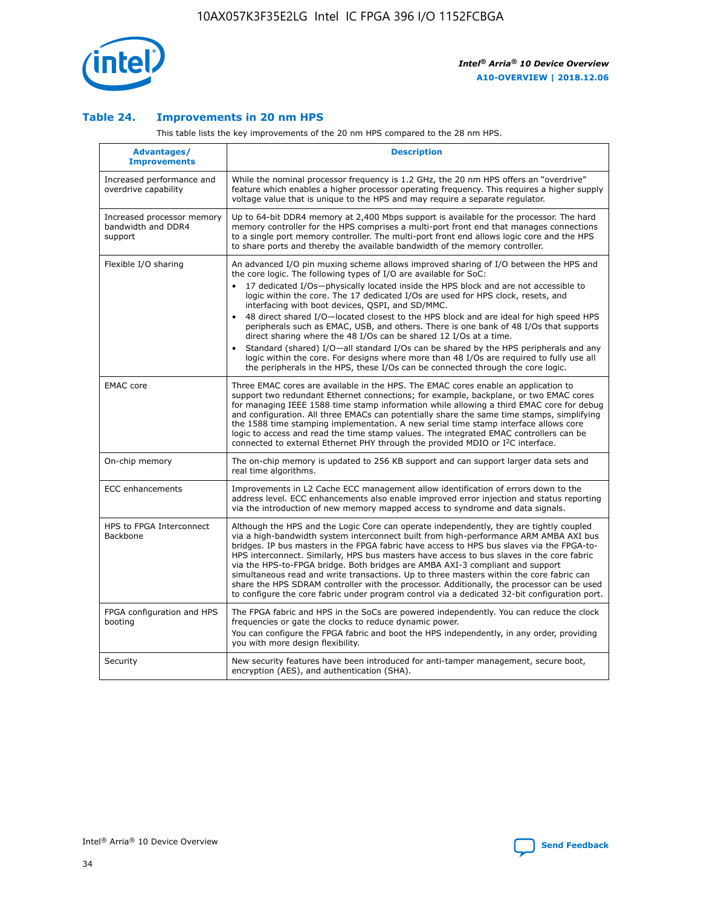### Table 24. Improvements in 20 nm HPS

This table lists the key improvements of the 20 nm HPS compared to the 28 nm HPS.

| Advantages/ Improvements | Description |
| --- | --- |
| Increased performance and overdrive capability | While the nominal processor frequency is 1.2 GHz, the 20 nm HPS offers an "overdrive" feature which enables a higher processor operating frequency. This requires a higher supply voltage value that is unique to the HPS and may require a separate regulator. |
| Increased processor memory bandwidth and DDR4 support | Up to 64-bit DDR4 memory at 2,400 Mbps support is available for the processor. The hard memory controller for the HPS comprises a multi-port front end that manages connections to a single port memory controller. The multi-port front end allows logic core and the HPS to share ports and thereby the available bandwidth of the memory controller. |
| Flexible I/O sharing | An advanced I/O pin muxing scheme allows improved sharing of I/O between the HPS and the core logic. The following types of I/O are available for SoC: • 17 dedicated I/Os—physically located inside the HPS block and are not accessible to logic within the core. The 17 dedicated I/Os are used for HPS clock, resets, and interfacing with boot devices, QSPI, and SD/MMC. • 48 direct shared I/O—located closest to the HPS block and are ideal for high speed HPS peripherals such as EMAC, USB, and others. There is one bank of 48 I/Os that supports direct sharing where the 48 I/Os can be shared 12 I/Os at a time. • Standard (shared) I/O—all standard I/Os can be shared by the HPS peripherals and any logic within the core. For designs where more than 48 I/Os are required to fully use all the peripherals in the HPS, these I/Os can be connected through the core logic. |
| EMAC core | Three EMAC cores are available in the HPS. The EMAC cores enable an application to support two redundant Ethernet connections; for example, backplane, or two EMAC cores for managing IEEE 1588 time stamp information while allowing a third EMAC core for debug and configuration. All three EMACs can potentially share the same time stamps, simplifying the 1588 time stamping implementation. A new serial time stamp interface allows core logic to access and read the time stamp values. The integrated EMAC controllers can be connected to external Ethernet PHY through the provided MDIO or I²C interface. |
| On-chip memory | The on-chip memory is updated to 256 KB support and can support larger data sets and real time algorithms. |
| ECC enhancements | Improvements in L2 Cache ECC management allow identification of errors down to the address level. ECC enhancements also enable improved error injection and status reporting via the introduction of new memory mapped access to syndrome and data signals. |
| HPS to FPGA Interconnect Backbone | Although the HPS and the Logic Core can operate independently, they are tightly coupled via a high-bandwidth system interconnect built from high-performance ARM AMBA AXI bus bridges. IP bus masters in the FPGA fabric have access to HPS bus slaves via the FPGA-to-HPS interconnect. Similarly, HPS bus masters have access to bus slaves in the core fabric via the HPS-to-FPGA bridge. Both bridges are AMBA AXI-3 compliant and support simultaneous read and write transactions. Up to three masters within the core fabric can share the HPS SDRAM controller with the processor. Additionally, the processor can be used to configure the core fabric under program control via a dedicated 32-bit configuration port. |
| FPGA configuration and HPS booting | The FPGA fabric and HPS in the SoCs are powered independently. You can reduce the clock frequencies or gate the clocks to reduce dynamic power. You can configure the FPGA fabric and boot the HPS independently, in any order, providing you with more design flexibility. |
| Security | New security features have been introduced for anti-tamper management, secure boot, encryption (AES), and authentication (SHA). |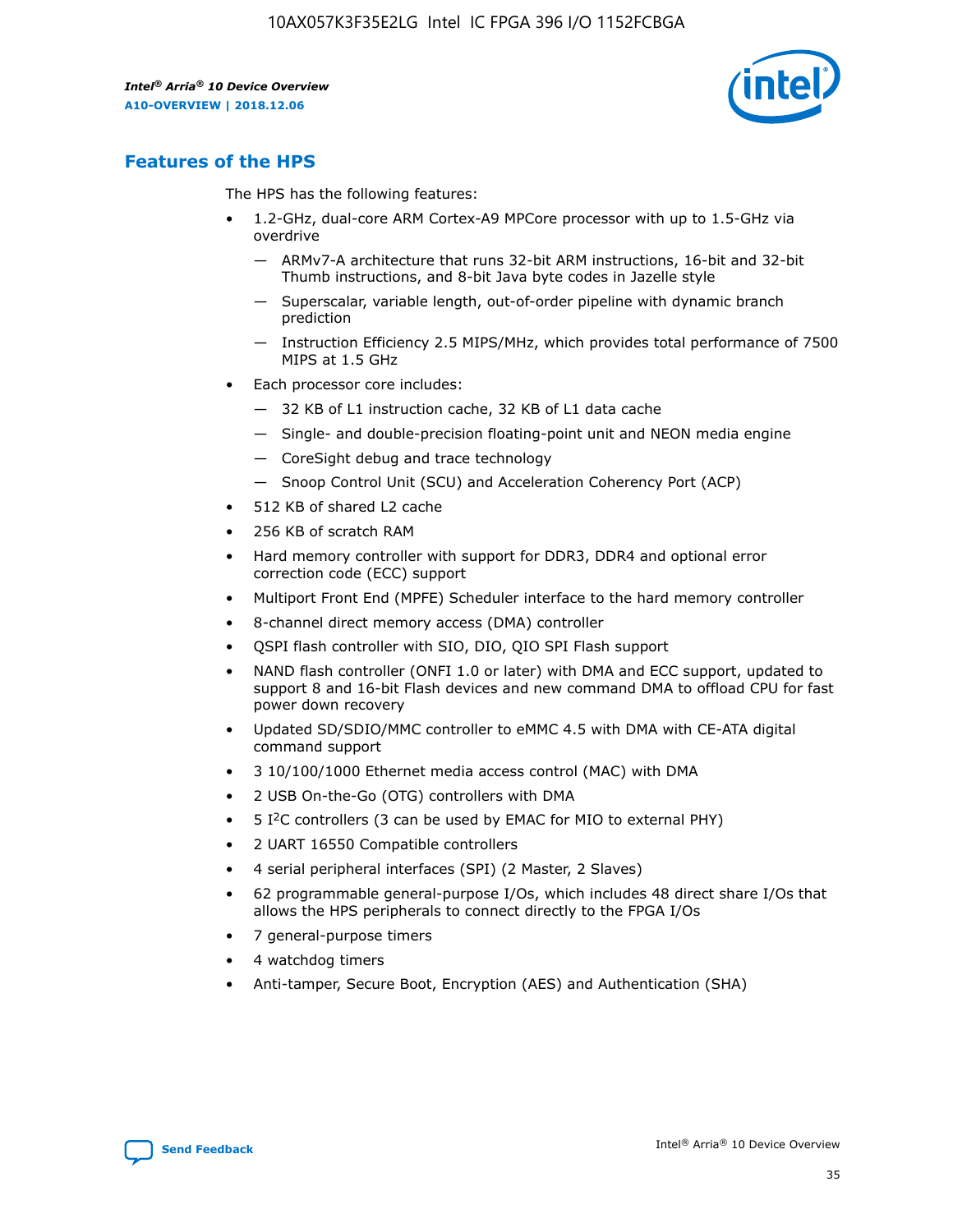## Features of the HPS

The HPS has the following features:

- 1.2-GHz, dual-core ARM Cortex-A9 MPCore processor with up to 1.5-GHz via overdrive
  - — ARMv7-A architecture that runs 32-bit ARM instructions, 16-bit and 32-bit Thumb instructions, and 8-bit Java byte codes in Jazelle style
  - — Superscalar, variable length, out-of-order pipeline with dynamic branch prediction
  - — Instruction Efficiency 2.5 MIPS/MHz, which provides total performance of 7500 MIPS at 1.5 GHz
- Each processor core includes:
  - — 32 KB of L1 instruction cache, 32 KB of L1 data cache
  - — Single- and double-precision floating-point unit and NEON media engine
  - — CoreSight debug and trace technology
  - — Snoop Control Unit (SCU) and Acceleration Coherency Port (ACP)
- 512 KB of shared L2 cache
- 256 KB of scratch RAM
- Hard memory controller with support for DDR3, DDR4 and optional error correction code (ECC) support
- Multiport Front End (MPFE) Scheduler interface to the hard memory controller
- 8-channel direct memory access (DMA) controller
- QSPI flash controller with SIO, DIO, QIO SPI Flash support
- NAND flash controller (ONFI 1.0 or later) with DMA and ECC support, updated to support 8 and 16-bit Flash devices and new command DMA to offload CPU for fast power down recovery
- Updated SD/SDIO/MMC controller to eMMC 4.5 with DMA with CE-ATA digital command support
- 3 10/100/1000 Ethernet media access control (MAC) with DMA
- 2 USB On-the-Go (OTG) controllers with DMA
- 5 I$^2$C controllers (3 can be used by EMAC for MIO to external PHY)
- 2 UART 16550 Compatible controllers
- 4 serial peripheral interfaces (SPI) (2 Master, 2 Slaves)
- 62 programmable general-purpose I/Os, which includes 48 direct share I/Os that allows the HPS peripherals to connect directly to the FPGA I/Os
- 7 general-purpose timers
- 4 watchdog timers
- Anti-tamper, Secure Boot, Encryption (AES) and Authentication (SHA)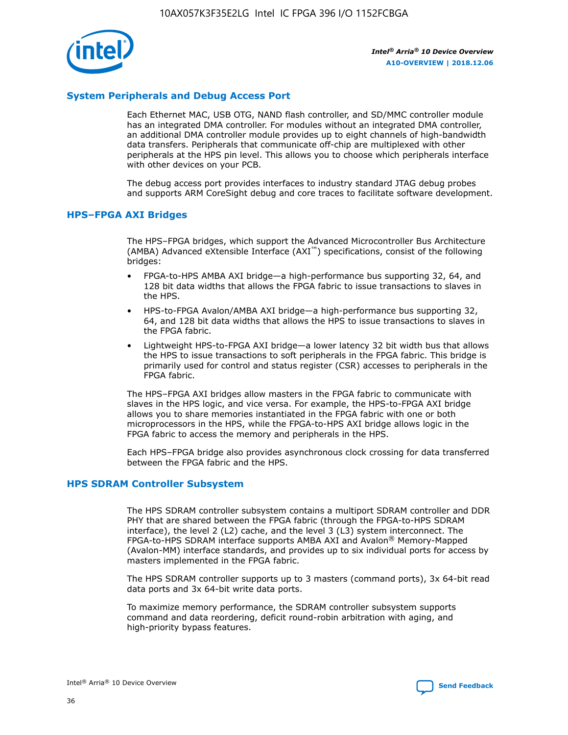## System Peripherals and Debug Access Port

Each Ethernet MAC, USB OTG, NAND flash controller, and SD/MMC controller module has an integrated DMA controller. For modules without an integrated DMA controller, an additional DMA controller module provides up to eight channels of high-bandwidth data transfers. Peripherals that communicate off-chip are multiplexed with other peripherals at the HPS pin level. This allows you to choose which peripherals interface with other devices on your PCB.

The debug access port provides interfaces to industry standard JTAG debug probes and supports ARM CoreSight debug and core traces to facilitate software development.

## HPS–FPGA AXI Bridges

The HPS–FPGA bridges, which support the Advanced Microcontroller Bus Architecture (AMBA) Advanced eXtensible Interface (AXI™) specifications, consist of the following bridges:

- FPGA-to-HPS AMBA AXI bridge—a high-performance bus supporting 32, 64, and 128 bit data widths that allows the FPGA fabric to issue transactions to slaves in the HPS.
- HPS-to-FPGA Avalon/AMBA AXI bridge—a high-performance bus supporting 32, 64, and 128 bit data widths that allows the HPS to issue transactions to slaves in the FPGA fabric.
- Lightweight HPS-to-FPGA AXI bridge—a lower latency 32 bit width bus that allows the HPS to issue transactions to soft peripherals in the FPGA fabric. This bridge is primarily used for control and status register (CSR) accesses to peripherals in the FPGA fabric.

The HPS–FPGA AXI bridges allow masters in the FPGA fabric to communicate with slaves in the HPS logic, and vice versa. For example, the HPS-to-FPGA AXI bridge allows you to share memories instantiated in the FPGA fabric with one or both microprocessors in the HPS, while the FPGA-to-HPS AXI bridge allows logic in the FPGA fabric to access the memory and peripherals in the HPS.

Each HPS–FPGA bridge also provides asynchronous clock crossing for data transferred between the FPGA fabric and the HPS.

## HPS SDRAM Controller Subsystem

The HPS SDRAM controller subsystem contains a multiport SDRAM controller and DDR PHY that are shared between the FPGA fabric (through the FPGA-to-HPS SDRAM interface), the level 2 (L2) cache, and the level 3 (L3) system interconnect. The FPGA-to-HPS SDRAM interface supports AMBA AXI and Avalon® Memory-Mapped (Avalon-MM) interface standards, and provides up to six individual ports for access by masters implemented in the FPGA fabric.

The HPS SDRAM controller supports up to 3 masters (command ports), 3x 64-bit read data ports and 3x 64-bit write data ports.

To maximize memory performance, the SDRAM controller subsystem supports command and data reordering, deficit round-robin arbitration with aging, and high-priority bypass features.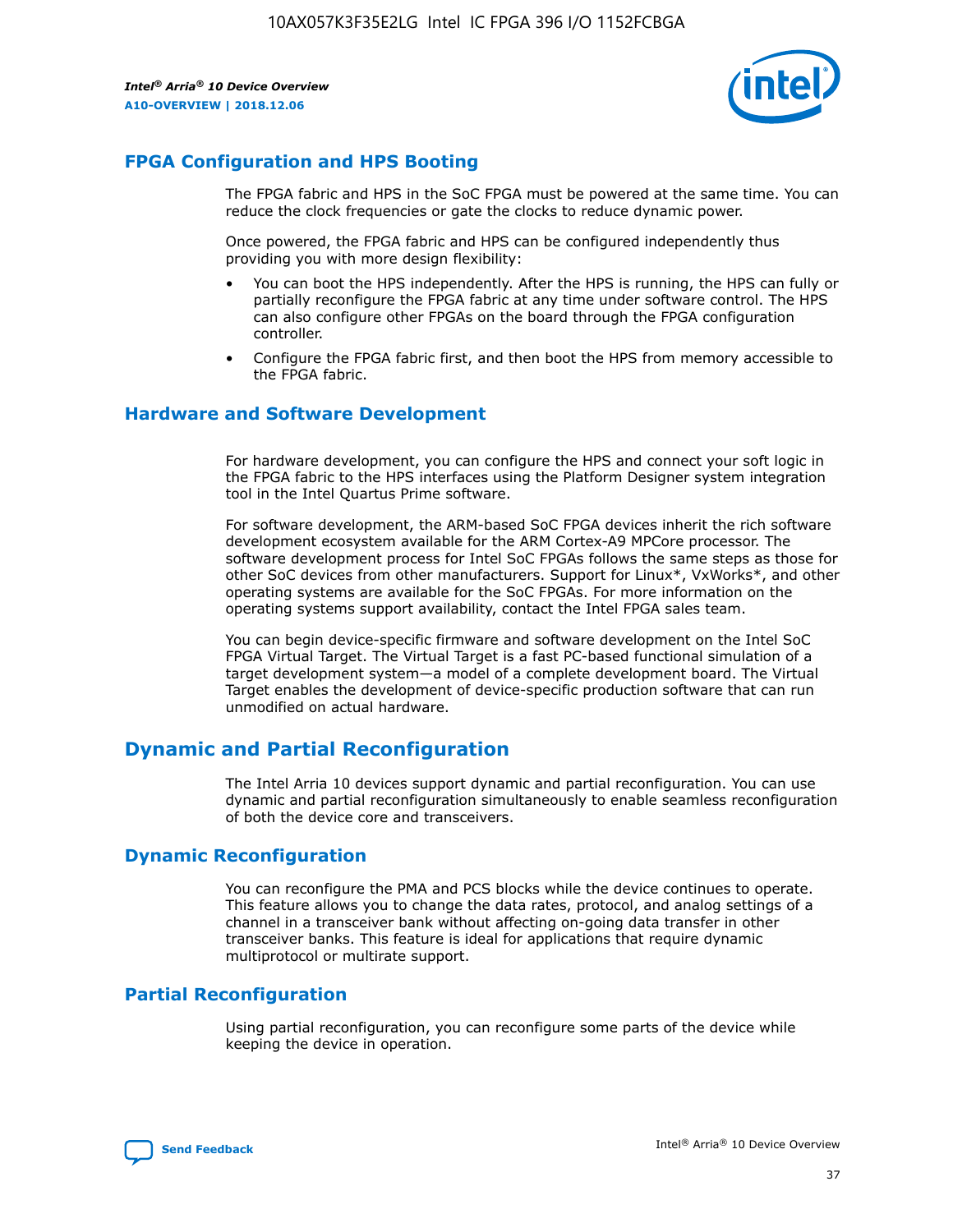## FPGA Configuration and HPS Booting

The FPGA fabric and HPS in the SoC FPGA must be powered at the same time. You can reduce the clock frequencies or gate the clocks to reduce dynamic power.

Once powered, the FPGA fabric and HPS can be configured independently thus providing you with more design flexibility:

- You can boot the HPS independently. After the HPS is running, the HPS can fully or partially reconfigure the FPGA fabric at any time under software control. The HPS can also configure other FPGAs on the board through the FPGA configuration controller.
- Configure the FPGA fabric first, and then boot the HPS from memory accessible to the FPGA fabric.

## Hardware and Software Development

For hardware development, you can configure the HPS and connect your soft logic in the FPGA fabric to the HPS interfaces using the Platform Designer system integration tool in the Intel Quartus Prime software.

For software development, the ARM-based SoC FPGA devices inherit the rich software development ecosystem available for the ARM Cortex-A9 MPCore processor. The software development process for Intel SoC FPGAs follows the same steps as those for other SoC devices from other manufacturers. Support for Linux*, VxWorks*, and other operating systems are available for the SoC FPGAs. For more information on the operating systems support availability, contact the Intel FPGA sales team.

You can begin device-specific firmware and software development on the Intel SoC FPGA Virtual Target. The Virtual Target is a fast PC-based functional simulation of a target development system—a model of a complete development board. The Virtual Target enables the development of device-specific production software that can run unmodified on actual hardware.

# Dynamic and Partial Reconfiguration

The Intel Arria 10 devices support dynamic and partial reconfiguration. You can use dynamic and partial reconfiguration simultaneously to enable seamless reconfiguration of both the device core and transceivers.

## Dynamic Reconfiguration

You can reconfigure the PMA and PCS blocks while the device continues to operate. This feature allows you to change the data rates, protocol, and analog settings of a channel in a transceiver bank without affecting on-going data transfer in other transceiver banks. This feature is ideal for applications that require dynamic multiprotocol or multirate support.

## Partial Reconfiguration

Using partial reconfiguration, you can reconfigure some parts of the device while keeping the device in operation.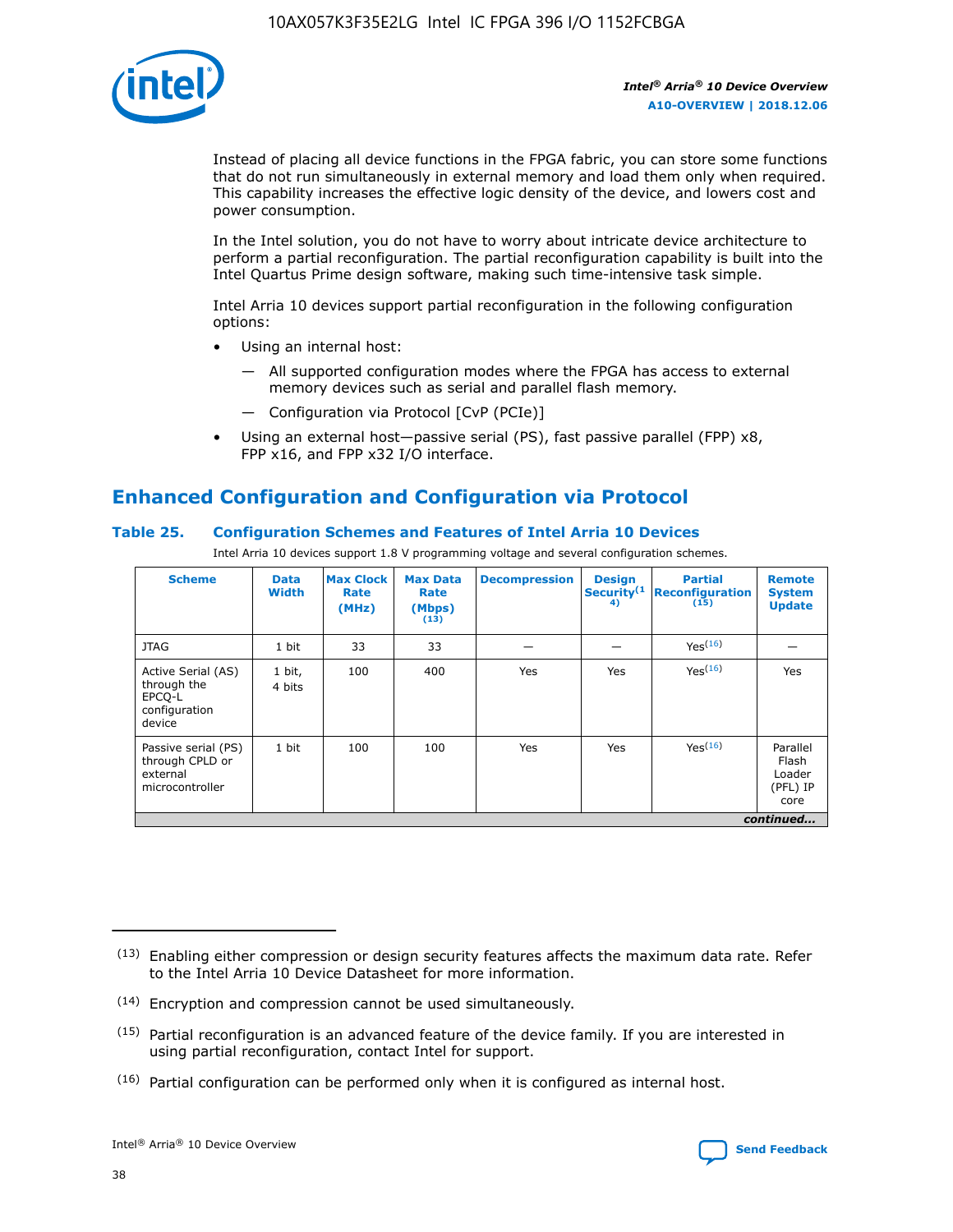Instead of placing all device functions in the FPGA fabric, you can store some functions that do not run simultaneously in external memory and load them only when required. This capability increases the effective logic density of the device, and lowers cost and power consumption.

In the Intel solution, you do not have to worry about intricate device architecture to perform a partial reconfiguration. The partial reconfiguration capability is built into the Intel Quartus Prime design software, making such time-intensive task simple.

Intel Arria 10 devices support partial reconfiguration in the following configuration options:

- Using an internal host:
  - — All supported configuration modes where the FPGA has access to external memory devices such as serial and parallel flash memory.
  - — Configuration via Protocol [CvP (PCIe)]
- Using an external host—passive serial (PS), fast passive parallel (FPP) x8, FPP x16, and FPP x32 I/O interface.

## Enhanced Configuration and Configuration via Protocol

### Table 25. Configuration Schemes and Features of Intel Arria 10 Devices

Intel Arria 10 devices support 1.8 V programming voltage and several configuration schemes.

| Scheme | Data Width | Max Clock Rate (MHz) | Max Data Rate (Mbps) (13) | Decompression | Design Security(14) | Partial Reconfiguration (15) | Remote System Update |
|---|---|---|---|---|---|---|---|
| JTAG | 1 bit | 33 | 33 | — | — | Yes(16) | — |
| Active Serial (AS) through the EPCQ-L configuration device | 1 bit, 4 bits | 100 | 400 | Yes | Yes | Yes(16) | Yes |
| Passive serial (PS) through CPLD or external microcontroller | 1 bit | 100 | 100 | Yes | Yes | Yes(16) | Parallel Flash Loader (PFL) IP core |

*continued...*

(13) Enabling either compression or design security features affects the maximum data rate. Refer to the Intel Arria 10 Device Datasheet for more information.

(14) Encryption and compression cannot be used simultaneously.

(15) Partial reconfiguration is an advanced feature of the device family. If you are interested in using partial reconfiguration, contact Intel for support.

(16) Partial configuration can be performed only when it is configured as internal host.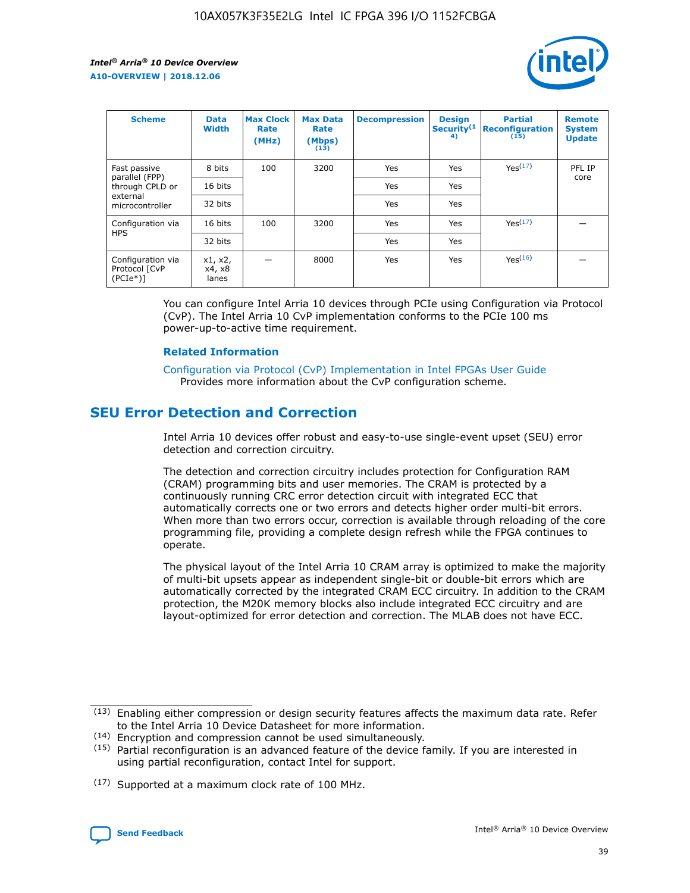| Scheme | Data Width | Max Clock Rate (MHz) | Max Data Rate (Mbps)(13) | Decompression | Design Security(14) | Partial Reconfiguration(15) | Remote System Update |
|---|---|---|---|---|---|---|---|
| Fast passive parallel (FPP) through CPLD or external microcontroller | 8 bits | 100 | 3200 | Yes | Yes | Yes(17) | PFL IP core |
| | 16 bits | | | Yes | Yes | | |
| | 32 bits | | | Yes | Yes | | |
| Configuration via HPS | 16 bits | 100 | 3200 | Yes | Yes | Yes(17) | — |
| | 32 bits | | | Yes | Yes | | |
| Configuration via Protocol [CvP (PCIe*)] | x1, x2, x4, x8 lanes | — | 8000 | Yes | Yes | Yes(16) | — |

You can configure Intel Arria 10 devices through PCIe using Configuration via Protocol (CvP). The Intel Arria 10 CvP implementation conforms to the PCIe 100 ms power-up-to-active time requirement.

### Related Information

Configuration via Protocol (CvP) Implementation in Intel FPGAs User Guide
Provides more information about the CvP configuration scheme.

## SEU Error Detection and Correction

Intel Arria 10 devices offer robust and easy-to-use single-event upset (SEU) error detection and correction circuitry.

The detection and correction circuitry includes protection for Configuration RAM (CRAM) programming bits and user memories. The CRAM is protected by a continuously running CRC error detection circuit with integrated ECC that automatically corrects one or two errors and detects higher order multi-bit errors. When more than two errors occur, correction is available through reloading of the core programming file, providing a complete design refresh while the FPGA continues to operate.

The physical layout of the Intel Arria 10 CRAM array is optimized to make the majority of multi-bit upsets appear as independent single-bit or double-bit errors which are automatically corrected by the integrated CRAM ECC circuitry. In addition to the CRAM protection, the M20K memory blocks also include integrated ECC circuitry and are layout-optimized for error detection and correction. The MLAB does not have ECC.

(13) Enabling either compression or design security features affects the maximum data rate. Refer to the Intel Arria 10 Device Datasheet for more information.

(14) Encryption and compression cannot be used simultaneously.

(15) Partial reconfiguration is an advanced feature of the device family. If you are interested in using partial reconfiguration, contact Intel for support.

(17) Supported at a maximum clock rate of 100 MHz.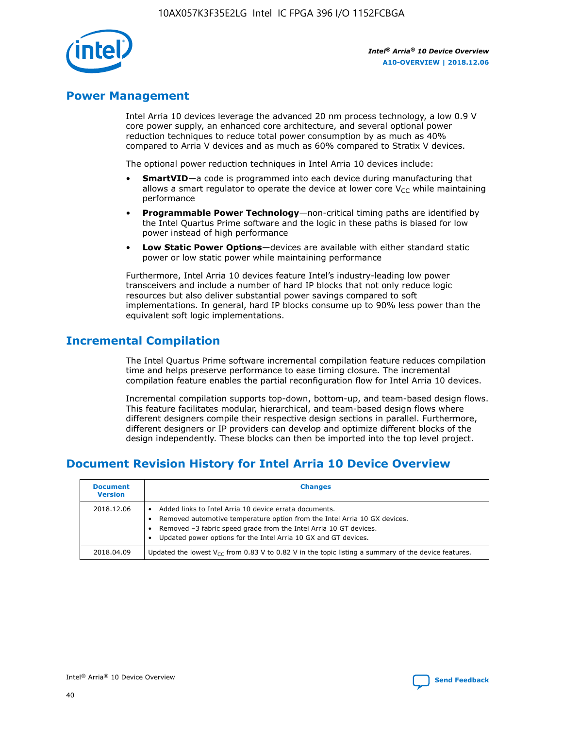## Power Management

Intel Arria 10 devices leverage the advanced 20 nm process technology, a low 0.9 V core power supply, an enhanced core architecture, and several optional power reduction techniques to reduce total power consumption by as much as 40% compared to Arria V devices and as much as 60% compared to Stratix V devices.

The optional power reduction techniques in Intel Arria 10 devices include:

- **SmartVID**—a code is programmed into each device during manufacturing that allows a smart regulator to operate the device at lower core $V_{CC}$ while maintaining performance
- **Programmable Power Technology**—non-critical timing paths are identified by the Intel Quartus Prime software and the logic in these paths is biased for low power instead of high performance
- **Low Static Power Options**—devices are available with either standard static power or low static power while maintaining performance

Furthermore, Intel Arria 10 devices feature Intel's industry-leading low power transceivers and include a number of hard IP blocks that not only reduce logic resources but also deliver substantial power savings compared to soft implementations. In general, hard IP blocks consume up to 90% less power than the equivalent soft logic implementations.

## Incremental Compilation

The Intel Quartus Prime software incremental compilation feature reduces compilation time and helps preserve performance to ease timing closure. The incremental compilation feature enables the partial reconfiguration flow for Intel Arria 10 devices.

Incremental compilation supports top-down, bottom-up, and team-based design flows. This feature facilitates modular, hierarchical, and team-based design flows where different designers compile their respective design sections in parallel. Furthermore, different designers or IP providers can develop and optimize different blocks of the design independently. These blocks can then be imported into the top level project.

## Document Revision History for Intel Arria 10 Device Overview

| Document Version | Changes |
| --- | --- |
| 2018.12.06 | • Added links to Intel Arria 10 device errata documents.<br>• Removed automotive temperature option from the Intel Arria 10 GX devices.<br>• Removed –3 fabric speed grade from the Intel Arria 10 GT devices.<br>• Updated power options for the Intel Arria 10 GX and GT devices. |
| 2018.04.09 | Updated the lowest $V_{CC}$ from 0.83 V to 0.82 V in the topic listing a summary of the device features. |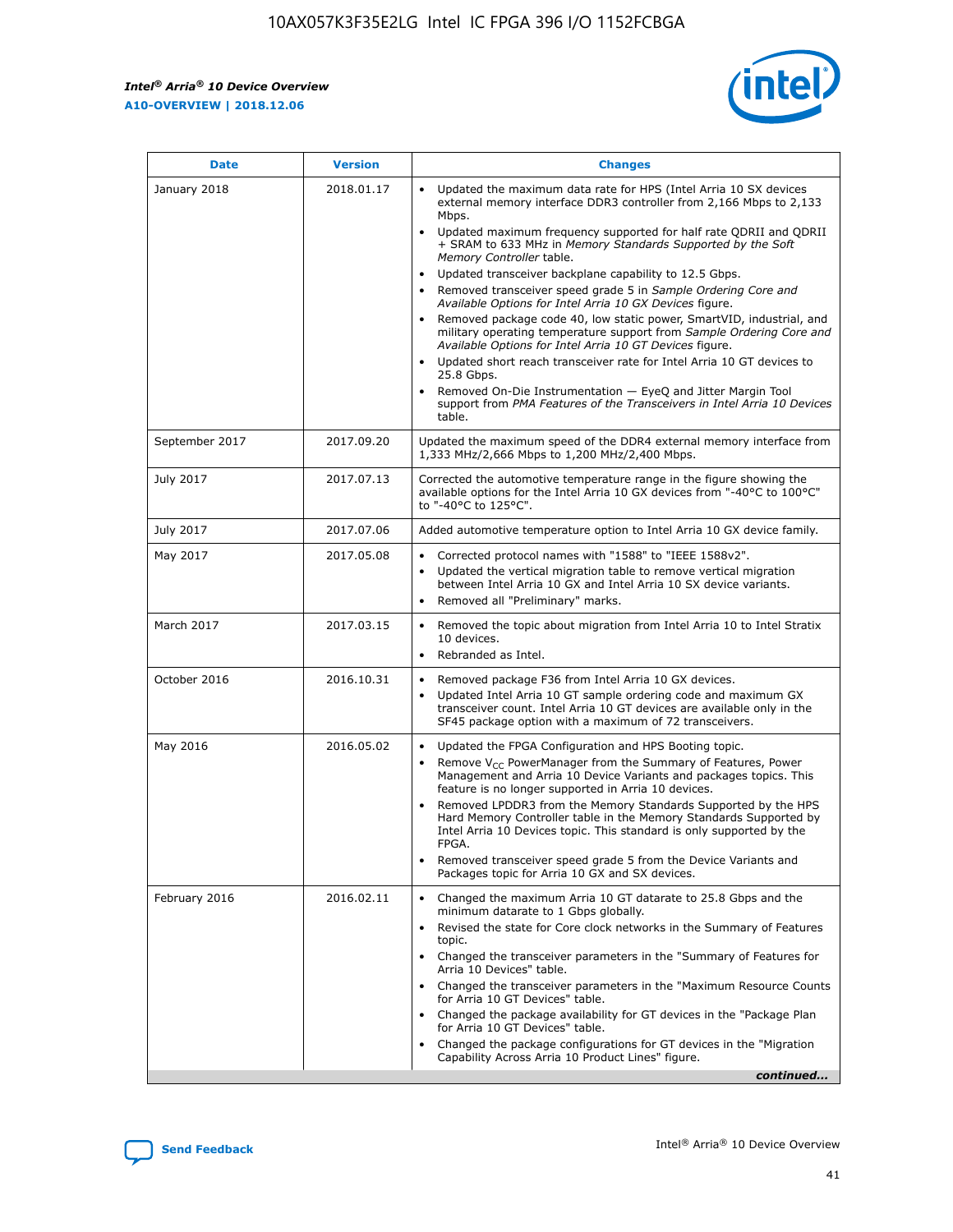| Date | Version | Changes |
| --- | --- | --- |
| January 2018 | 2018.01.17 | • Updated the maximum data rate for HPS (Intel Arria 10 SX devices external memory interface DDR3 controller from 2,166 Mbps to 2,133 Mbps.<br>• Updated maximum frequency supported for half rate QDRII and QDRII + SRAM to 633 MHz in *Memory Standards Supported by the Soft Memory Controller* table.<br>• Updated transceiver backplane capability to 12.5 Gbps.<br>• Removed transceiver speed grade 5 in *Sample Ordering Core and Available Options for Intel Arria 10 GX Devices* figure.<br>• Removed package code 40, low static power, SmartVID, industrial, and military operating temperature support from *Sample Ordering Core and Available Options for Intel Arria 10 GT Devices* figure.<br>• Updated short reach transceiver rate for Intel Arria 10 GT devices to 25.8 Gbps.<br>• Removed On-Die Instrumentation — EyeQ and Jitter Margin Tool support from *PMA Features of the Transceivers in Intel Arria 10 Devices* table. |
| September 2017 | 2017.09.20 | Updated the maximum speed of the DDR4 external memory interface from 1,333 MHz/2,666 Mbps to 1,200 MHz/2,400 Mbps. |
| July 2017 | 2017.07.13 | Corrected the automotive temperature range in the figure showing the available options for the Intel Arria 10 GX devices from "-40°C to 100°C" to "-40°C to 125°C". |
| July 2017 | 2017.07.06 | Added automotive temperature option to Intel Arria 10 GX device family. |
| May 2017 | 2017.05.08 | • Corrected protocol names with "1588" to "IEEE 1588v2".<br>• Updated the vertical migration table to remove vertical migration between Intel Arria 10 GX and Intel Arria 10 SX device variants.<br>• Removed all "Preliminary" marks. |
| March 2017 | 2017.03.15 | • Removed the topic about migration from Intel Arria 10 to Intel Stratix 10 devices.<br>• Rebranded as Intel. |
| October 2016 | 2016.10.31 | • Removed package F36 from Intel Arria 10 GX devices.<br>• Updated Intel Arria 10 GT sample ordering code and maximum GX transceiver count. Intel Arria 10 GT devices are available only in the SF45 package option with a maximum of 72 transceivers. |
| May 2016 | 2016.05.02 | • Updated the FPGA Configuration and HPS Booting topic.<br>• Remove $V_{CC}$ PowerManager from the Summary of Features, Power Management and Arria 10 Device Variants and packages topics. This feature is no longer supported in Arria 10 devices.<br>• Removed LPDDR3 from the Memory Standards Supported by the HPS Hard Memory Controller table in the Memory Standards Supported by Intel Arria 10 Devices topic. This standard is only supported by the FPGA.<br>• Removed transceiver speed grade 5 from the Device Variants and Packages topic for Arria 10 GX and SX devices. |
| February 2016 | 2016.02.11 | • Changed the maximum Arria 10 GT datarate to 25.8 Gbps and the minimum datarate to 1 Gbps globally.<br>• Revised the state for Core clock networks in the Summary of Features topic.<br>• Changed the transceiver parameters in the "Summary of Features for Arria 10 Devices" table.<br>• Changed the transceiver parameters in the "Maximum Resource Counts for Arria 10 GT Devices" table.<br>• Changed the package availability for GT devices in the "Package Plan for Arria 10 GT Devices" table.<br>• Changed the package configurations for GT devices in the "Migration Capability Across Arria 10 Product Lines" figure. |

*continued...*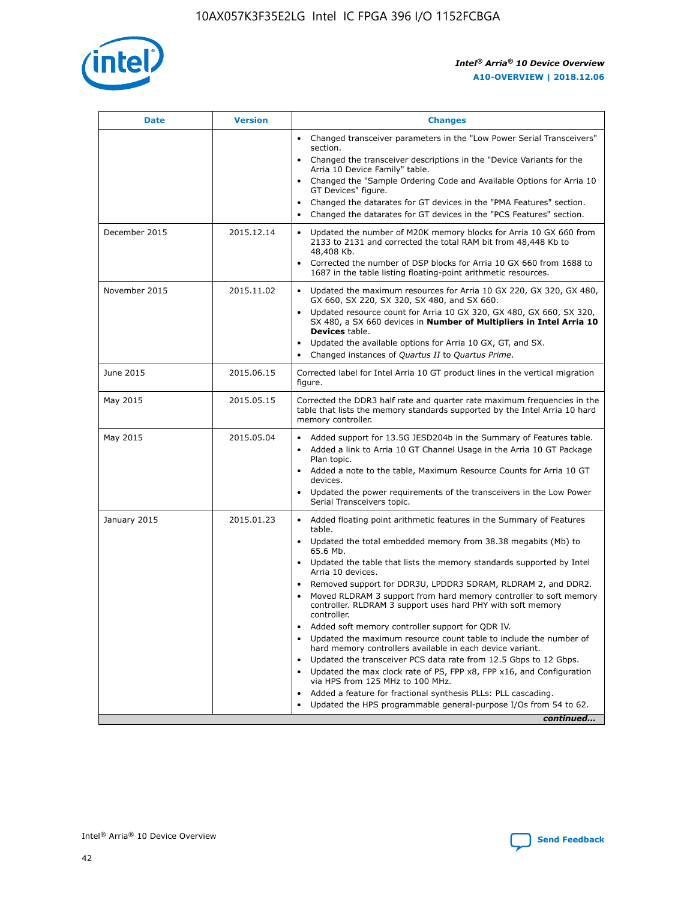| Date | Version | Changes |
| --- | --- | --- |
| | | • Changed transceiver parameters in the "Low Power Serial Transceivers" section. • Changed the transceiver descriptions in the "Device Variants for the Arria 10 Device Family" table. • Changed the "Sample Ordering Code and Available Options for Arria 10 GT Devices" figure. • Changed the datarates for GT devices in the "PMA Features" section. • Changed the datarates for GT devices in the "PCS Features" section. |
| December 2015 | 2015.12.14 | • Updated the number of M20K memory blocks for Arria 10 GX 660 from 2133 to 2131 and corrected the total RAM bit from 48,448 Kb to 48,408 Kb. • Corrected the number of DSP blocks for Arria 10 GX 660 from 1688 to 1687 in the table listing floating-point arithmetic resources. |
| November 2015 | 2015.11.02 | • Updated the maximum resources for Arria 10 GX 220, GX 320, GX 480, GX 660, SX 220, SX 320, SX 480, and SX 660. • Updated resource count for Arria 10 GX 320, GX 480, GX 660, SX 320, SX 480, a SX 660 devices in **Number of Multipliers in Intel Arria 10 Devices** table. • Updated the available options for Arria 10 GX, GT, and SX. • Changed instances of *Quartus II* to *Quartus Prime*. |
| June 2015 | 2015.06.15 | Corrected label for Intel Arria 10 GT product lines in the vertical migration figure. |
| May 2015 | 2015.05.15 | Corrected the DDR3 half rate and quarter rate maximum frequencies in the table that lists the memory standards supported by the Intel Arria 10 hard memory controller. |
| May 2015 | 2015.05.04 | • Added support for 13.5G JESD204b in the Summary of Features table. • Added a link to Arria 10 GT Channel Usage in the Arria 10 GT Package Plan topic. • Added a note to the table, Maximum Resource Counts for Arria 10 GT devices. • Updated the power requirements of the transceivers in the Low Power Serial Transceivers topic. |
| January 2015 | 2015.01.23 | • Added floating point arithmetic features in the Summary of Features table. • Updated the total embedded memory from 38.38 megabits (Mb) to 65.6 Mb. • Updated the table that lists the memory standards supported by Intel Arria 10 devices. • Removed support for DDR3U, LPDDR3 SDRAM, RLDRAM 2, and DDR2. • Moved RLDRAM 3 support from hard memory controller to soft memory controller. RLDRAM 3 support uses hard PHY with soft memory controller. • Added soft memory controller support for QDR IV. • Updated the maximum resource count table to include the number of hard memory controllers available in each device variant. • Updated the transceiver PCS data rate from 12.5 Gbps to 12 Gbps. • Updated the max clock rate of PS, FPP x8, FPP x16, and Configuration via HPS from 125 MHz to 100 MHz. • Added a feature for fractional synthesis PLLs: PLL cascading. • Updated the HPS programmable general-purpose I/Os from 54 to 62. |

*continued...*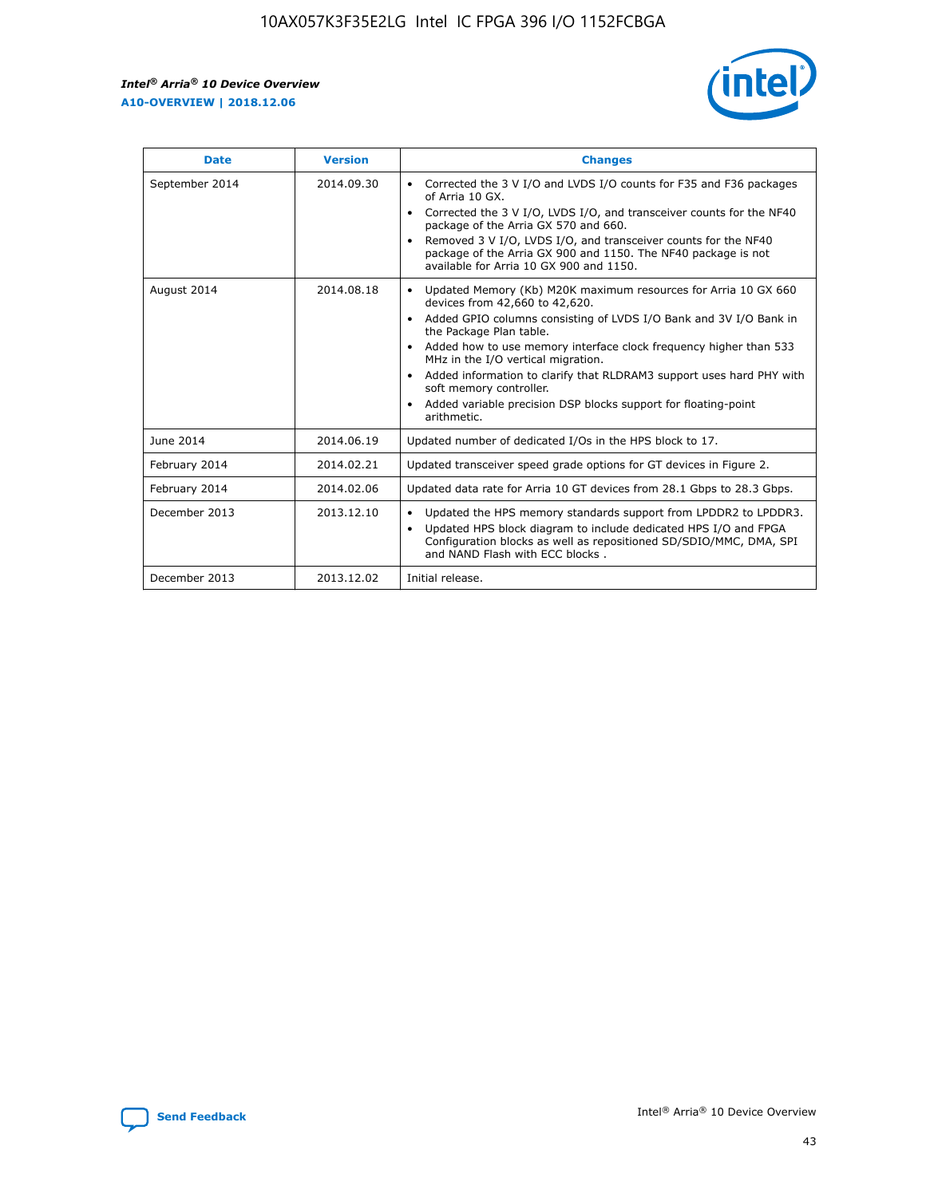| Date | Version | Changes |
| --- | --- | --- |
| September 2014 | 2014.09.30 | • Corrected the 3 V I/O and LVDS I/O counts for F35 and F36 packages of Arria 10 GX.<br>• Corrected the 3 V I/O, LVDS I/O, and transceiver counts for the NF40 package of the Arria GX 570 and 660.<br>• Removed 3 V I/O, LVDS I/O, and transceiver counts for the NF40 package of the Arria GX 900 and 1150. The NF40 package is not available for Arria 10 GX 900 and 1150. |
| August 2014 | 2014.08.18 | • Updated Memory (Kb) M20K maximum resources for Arria 10 GX 660 devices from 42,660 to 42,620.<br>• Added GPIO columns consisting of LVDS I/O Bank and 3V I/O Bank in the Package Plan table.<br>• Added how to use memory interface clock frequency higher than 533 MHz in the I/O vertical migration.<br>• Added information to clarify that RLDRAM3 support uses hard PHY with soft memory controller.<br>• Added variable precision DSP blocks support for floating-point arithmetic. |
| June 2014 | 2014.06.19 | Updated number of dedicated I/Os in the HPS block to 17. |
| February 2014 | 2014.02.21 | Updated transceiver speed grade options for GT devices in Figure 2. |
| February 2014 | 2014.02.06 | Updated data rate for Arria 10 GT devices from 28.1 Gbps to 28.3 Gbps. |
| December 2013 | 2013.12.10 | • Updated the HPS memory standards support from LPDDR2 to LPDDR3.<br>• Updated HPS block diagram to include dedicated HPS I/O and FPGA Configuration blocks as well as repositioned SD/SDIO/MMC, DMA, SPI and NAND Flash with ECC blocks . |
| December 2013 | 2013.12.02 | Initial release. |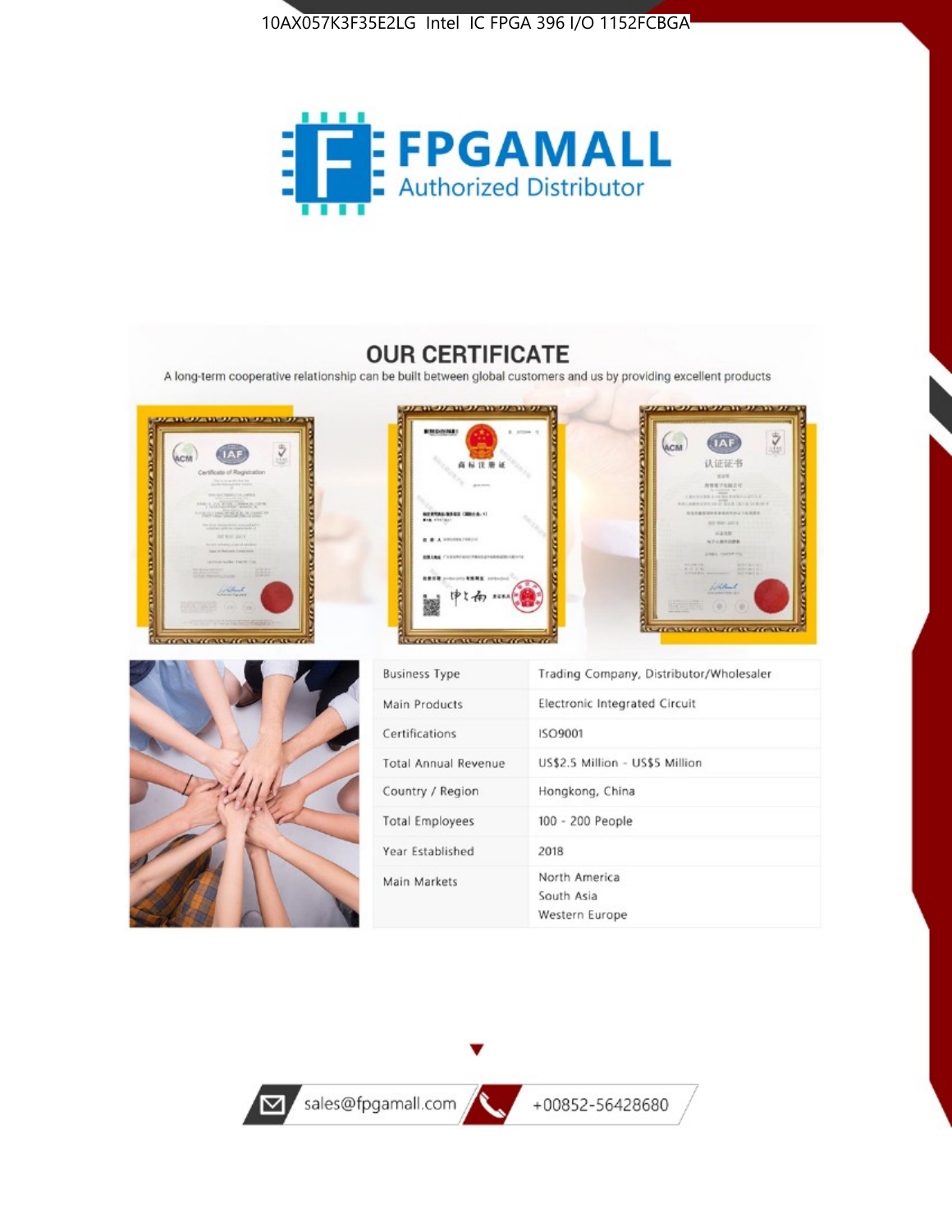FPGAMALL
Authorized Distributor

## OUR CERTIFICATE

A long-term cooperative relationship can be built between global customers and us by providing excellent products

| | |
|---|---|
| Business Type | Trading Company, Distributor/Wholesaler |
| Main Products | Electronic Integrated Circuit |
| Certifications | ISO9001 |
| Total Annual Revenue | US$2.5 Million - US$5 Million |
| Country / Region | Hongkong, China |
| Total Employees | 100 - 200 People |
| Year Established | 2018 |
| Main Markets | North America<br>South Asia<br>Western Europe |

sales@fpgamall.com

+00852-56428680